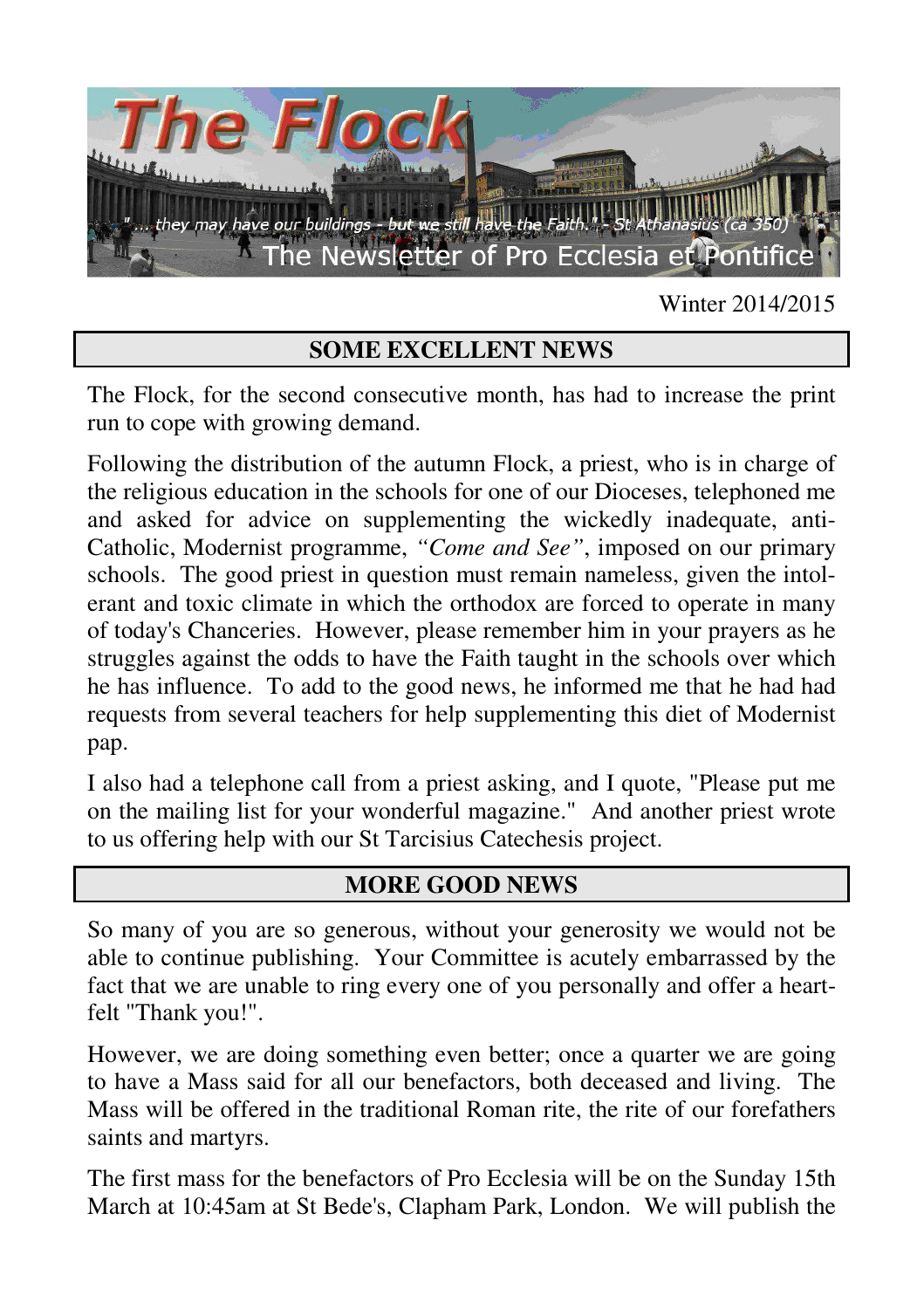# The Flock

"... they may have our buildings - but we still have the Faith." - St Athanasius (ca 350)

The Newsletter of Pro Ecclesia et Pontifice

Winter 2014/2015

## SOME EXCELLENT NEWS

The Flock, for the second consecutive month, has had to increase the print run to cope with growing demand.

Following the distribution of the autumn Flock, a priest, who is in charge of the religious education in the schools for one of our Dioceses, telephoned me and asked for advice on supplementing the wickedly inadequate, anti-Catholic, Modernist programme, *"Come and See"*, imposed on our primary schools. The good priest in question must remain nameless, given the intolerant and toxic climate in which the orthodox are forced to operate in many of today's Chanceries. However, please remember him in your prayers as he struggles against the odds to have the Faith taught in the schools over which he has influence. To add to the good news, he informed me that he had had requests from several teachers for help supplementing this diet of Modernist pap.

I also had a telephone call from a priest asking, and I quote, "Please put me on the mailing list for your wonderful magazine." And another priest wrote to us offering help with our St Tarcisius Catechesis project.

## MORE GOOD NEWS

So many of you are so generous, without your generosity we would not be able to continue publishing. Your Committee is acutely embarrassed by the fact that we are unable to ring every one of you personally and offer a heartfelt "Thank you!".

However, we are doing something even better; once a quarter we are going to have a Mass said for all our benefactors, both deceased and living. The Mass will be offered in the traditional Roman rite, the rite of our forefathers saints and martyrs.

The first mass for the benefactors of Pro Ecclesia will be on the Sunday 15th March at 10:45am at St Bede's, Clapham Park, London. We will publish the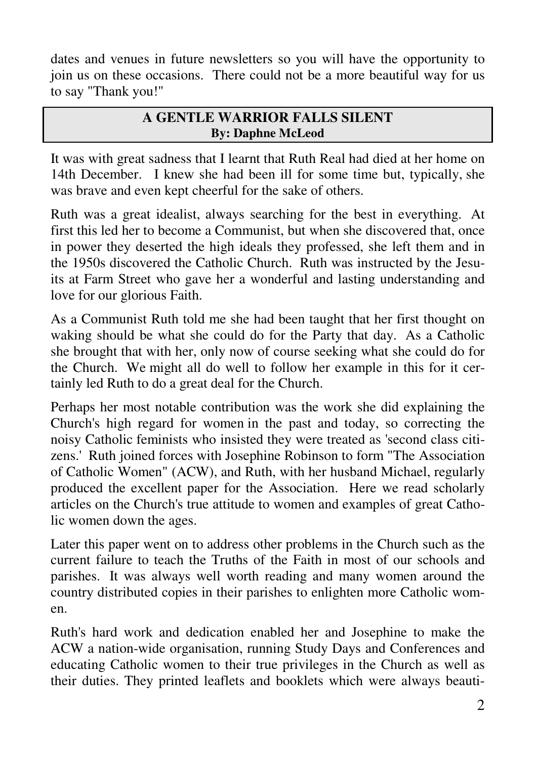dates and venues in future newsletters so you will have the opportunity to join us on these occasions. There could not be a more beautiful way for us to say "Thank you!"

## A GENTLE WARRIOR FALLS SILENT

**By: Daphne McLeod**

It was with great sadness that I learnt that Ruth Real had died at her home on 14th December. I knew she had been ill for some time but, typically, she was brave and even kept cheerful for the sake of others.

Ruth was a great idealist, always searching for the best in everything. At first this led her to become a Communist, but when she discovered that, once in power they deserted the high ideals they professed, she left them and in the 1950s discovered the Catholic Church. Ruth was instructed by the Jesuits at Farm Street who gave her a wonderful and lasting understanding and love for our glorious Faith.

As a Communist Ruth told me she had been taught that her first thought on waking should be what she could do for the Party that day. As a Catholic she brought that with her, only now of course seeking what she could do for the Church. We might all do well to follow her example in this for it certainly led Ruth to do a great deal for the Church.

Perhaps her most notable contribution was the work she did explaining the Church's high regard for women in the past and today, so correcting the noisy Catholic feminists who insisted they were treated as 'second class citizens.' Ruth joined forces with Josephine Robinson to form "The Association of Catholic Women" (ACW), and Ruth, with her husband Michael, regularly produced the excellent paper for the Association. Here we read scholarly articles on the Church's true attitude to women and examples of great Catholic women down the ages.

Later this paper went on to address other problems in the Church such as the current failure to teach the Truths of the Faith in most of our schools and parishes. It was always well worth reading and many women around the country distributed copies in their parishes to enlighten more Catholic women.

Ruth's hard work and dedication enabled her and Josephine to make the ACW a nation-wide organisation, running Study Days and Conferences and educating Catholic women to their true privileges in the Church as well as their duties. They printed leaflets and booklets which were always beauti-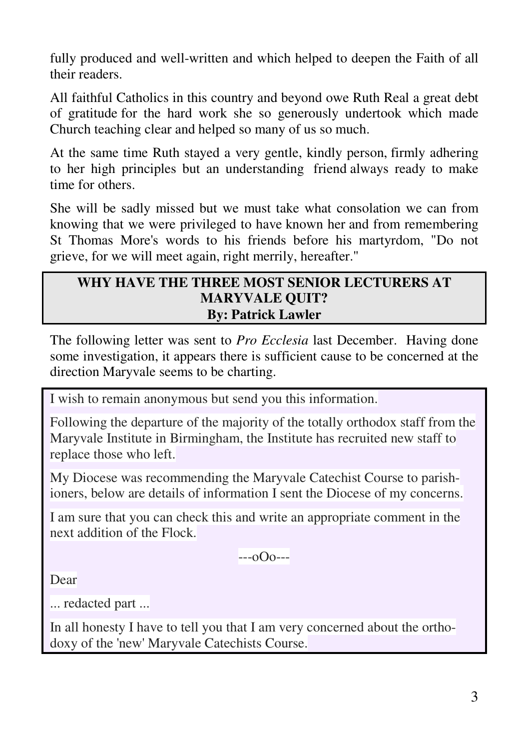fully produced and well-written and which helped to deepen the Faith of all their readers.

All faithful Catholics in this country and beyond owe Ruth Real a great debt of gratitude for the hard work she so generously undertook which made Church teaching clear and helped so many of us so much.

At the same time Ruth stayed a very gentle, kindly person, firmly adhering to her high principles but an understanding friend always ready to make time for others.

She will be sadly missed but we must take what consolation we can from knowing that we were privileged to have known her and from remembering St Thomas More's words to his friends before his martyrdom, "Do not grieve, for we will meet again, right merrily, hereafter."

## WHY HAVE THE THREE MOST SENIOR LECTURERS AT MARYVALE QUIT?

**By: Patrick Lawler**

The following letter was sent to *Pro Ecclesia* last December. Having done some investigation, it appears there is sufficient cause to be concerned at the direction Maryvale seems to be charting.

> I wish to remain anonymous but send you this information.
>
> Following the departure of the majority of the totally orthodox staff from the Maryvale Institute in Birmingham, the Institute has recruited new staff to replace those who left.
>
> My Diocese was recommending the Maryvale Catechist Course to parishioners, below are details of information I sent the Diocese of my concerns.
>
> I am sure that you can check this and write an appropriate comment in the next addition of the Flock.
>
> ---oOo---
>
> Dear
>
> ... redacted part ...
>
> In all honesty I have to tell you that I am very concerned about the orthodoxy of the 'new' Maryvale Catechists Course.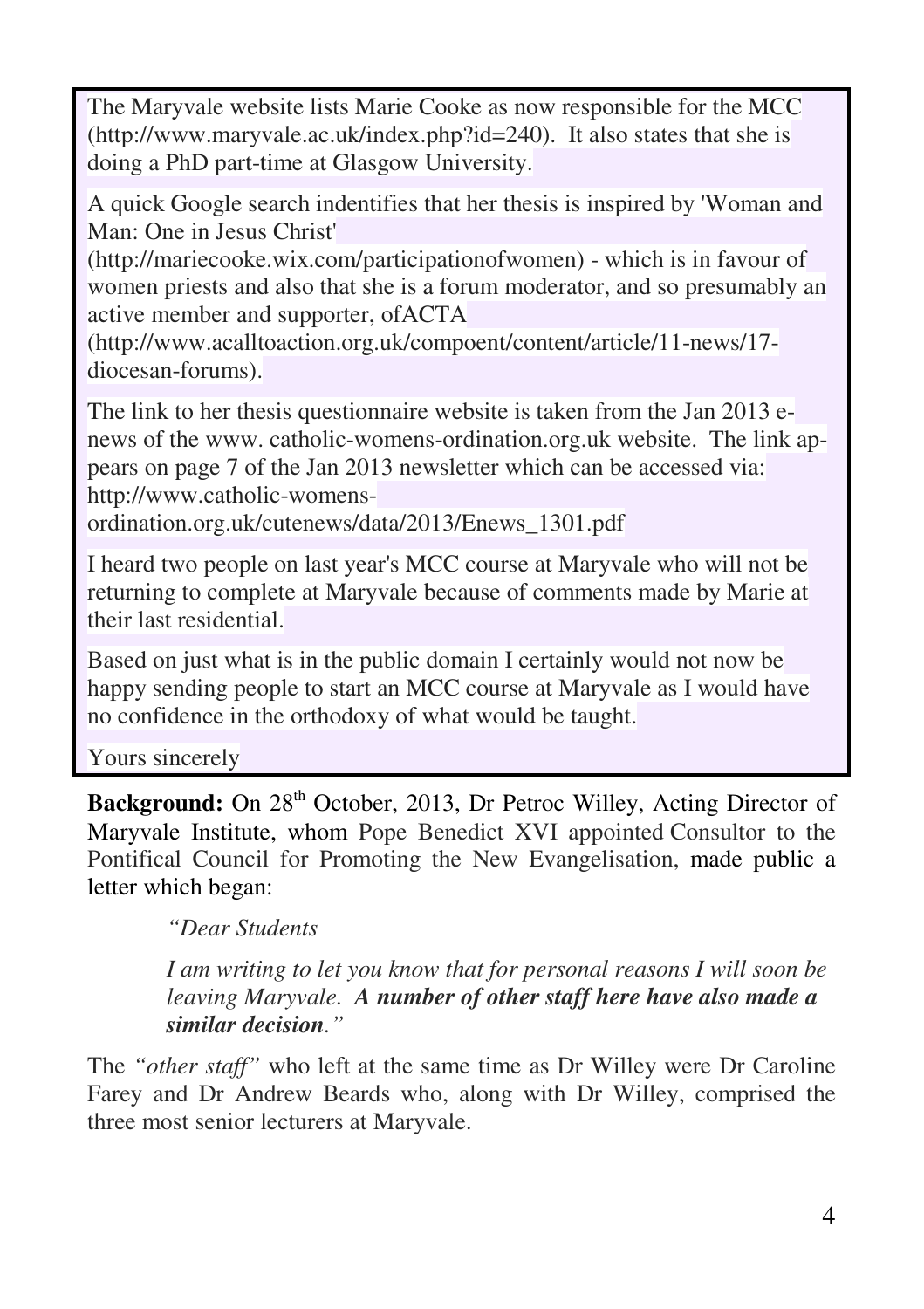The Maryvale website lists Marie Cooke as now responsible for the MCC (http://www.maryvale.ac.uk/index.php?id=240). It also states that she is doing a PhD part-time at Glasgow University.

A quick Google search indentifies that her thesis is inspired by 'Woman and Man: One in Jesus Christ' (http://mariecooke.wix.com/participationofwomen) - which is in favour of women priests and also that she is a forum moderator, and so presumably an active member and supporter, ofACTA (http://www.acalltoaction.org.uk/compoent/content/article/11-news/17-diocesan-forums).

The link to her thesis questionnaire website is taken from the Jan 2013 e-news of the www. catholic-womens-ordination.org.uk website. The link appears on page 7 of the Jan 2013 newsletter which can be accessed via: http://www.catholic-womens-ordination.org.uk/cutenews/data/2013/Enews_1301.pdf

I heard two people on last year's MCC course at Maryvale who will not be returning to complete at Maryvale because of comments made by Marie at their last residential.

Based on just what is in the public domain I certainly would not now be happy sending people to start an MCC course at Maryvale as I would have no confidence in the orthodoxy of what would be taught.

Yours sincerely

**Background:** On 28th October, 2013, Dr Petroc Willey, Acting Director of Maryvale Institute, whom Pope Benedict XVI appointed Consultor to the Pontifical Council for Promoting the New Evangelisation, made public a letter which began:

> *"Dear Students*
>
> *I am writing to let you know that for personal reasons I will soon be leaving Maryvale.* ***A number of other staff here have also made a similar decision****."*

The *"other staff"* who left at the same time as Dr Willey were Dr Caroline Farey and Dr Andrew Beards who, along with Dr Willey, comprised the three most senior lecturers at Maryvale.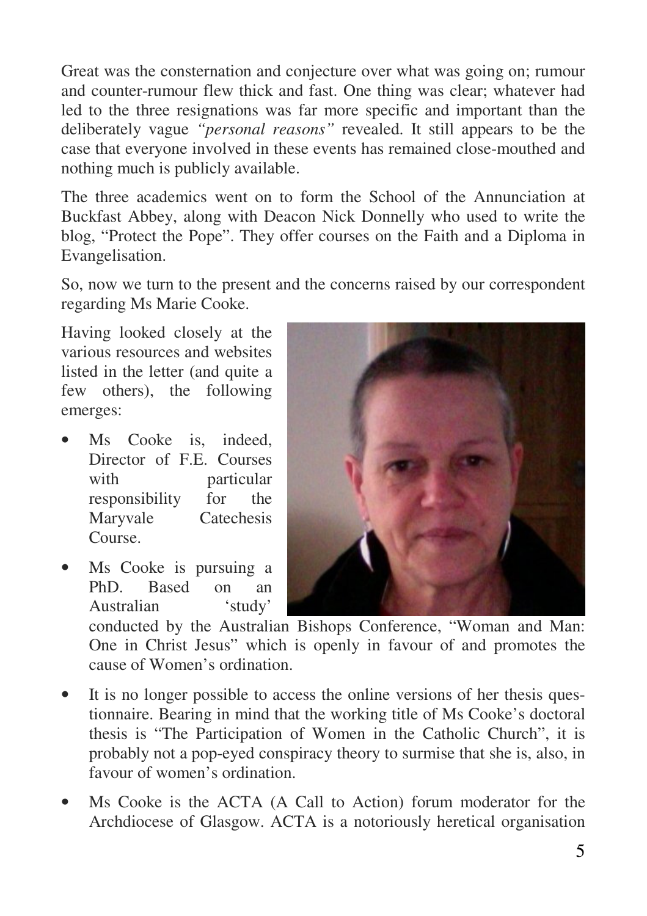Great was the consternation and conjecture over what was going on; rumour and counter-rumour flew thick and fast. One thing was clear; whatever had led to the three resignations was far more specific and important than the deliberately vague *"personal reasons"* revealed. It still appears to be the case that everyone involved in these events has remained close-mouthed and nothing much is publicly available.

The three academics went on to form the School of the Annunciation at Buckfast Abbey, along with Deacon Nick Donnelly who used to write the blog, "Protect the Pope". They offer courses on the Faith and a Diploma in Evangelisation.

So, now we turn to the present and the concerns raised by our correspondent regarding Ms Marie Cooke.

Having looked closely at the various resources and websites listed in the letter (and quite a few others), the following emerges:

- Ms Cooke is, indeed, Director of F.E. Courses with particular responsibility for the Maryvale Catechesis Course.
- Ms Cooke is pursuing a PhD. Based on an Australian 'study' conducted by the Australian Bishops Conference, "Woman and Man: One in Christ Jesus" which is openly in favour of and promotes the cause of Women's ordination.
- It is no longer possible to access the online versions of her thesis questionnaire. Bearing in mind that the working title of Ms Cooke's doctoral thesis is "The Participation of Women in the Catholic Church", it is probably not a pop-eyed conspiracy theory to surmise that she is, also, in favour of women's ordination.
- Ms Cooke is the ACTA (A Call to Action) forum moderator for the Archdiocese of Glasgow. ACTA is a notoriously heretical organisation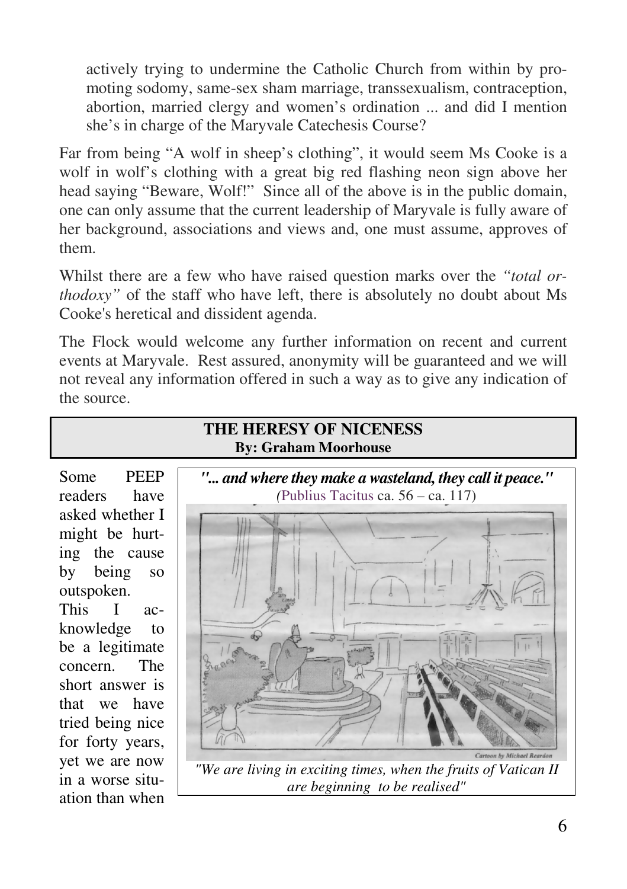actively trying to undermine the Catholic Church from within by promoting sodomy, same-sex sham marriage, transsexualism, contraception, abortion, married clergy and women's ordination ... and did I mention she's in charge of the Maryvale Catechesis Course?

Far from being "A wolf in sheep's clothing", it would seem Ms Cooke is a wolf in wolf's clothing with a great big red flashing neon sign above her head saying "Beware, Wolf!" Since all of the above is in the public domain, one can only assume that the current leadership of Maryvale is fully aware of her background, associations and views and, one must assume, approves of them.

Whilst there are a few who have raised question marks over the *"total orthodoxy"* of the staff who have left, there is absolutely no doubt about Ms Cooke's heretical and dissident agenda.

The Flock would welcome any further information on recent and current events at Maryvale. Rest assured, anonymity will be guaranteed and we will not reveal any information offered in such a way as to give any indication of the source.

## THE HERESY OF NICENESS
**By: Graham Moorhouse**

***"... and where they make a wasteland, they call it peace."***
(Publius Tacitus ca. 56 – ca. 117)

Cartoon by Michael Reardon

*"We are living in exciting times, when the fruits of Vatican II are beginning to be realised"*

Some PEEP readers have asked whether I might be hurting the cause by being so outspoken. This I acknowledge to be a legitimate concern. The short answer is that we have tried being nice for forty years, yet we are now in a worse situation than when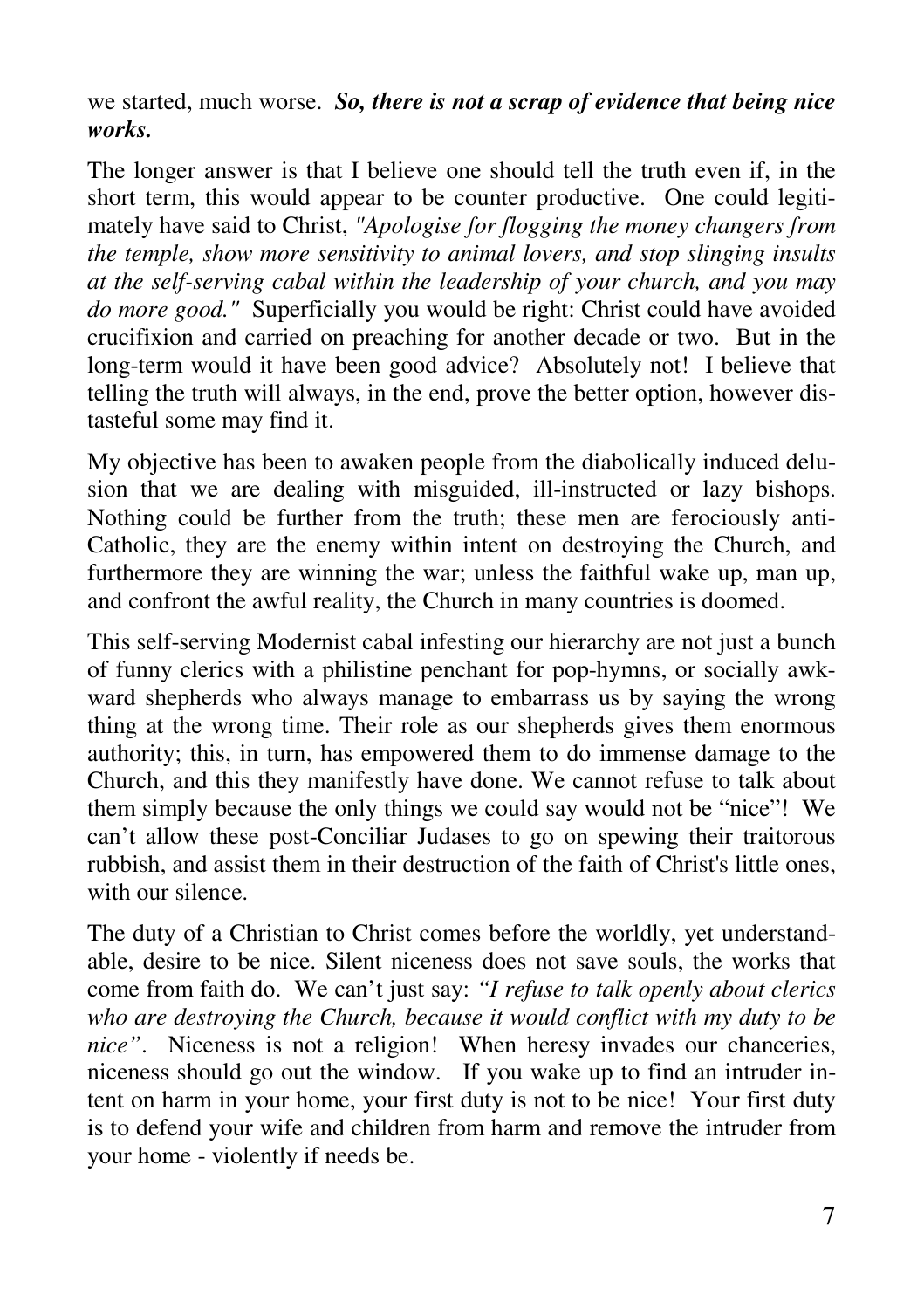we started, much worse. ***So, there is not a scrap of evidence that being nice works.***

The longer answer is that I believe one should tell the truth even if, in the short term, this would appear to be counter productive. One could legitimately have said to Christ, *"Apologise for flogging the money changers from the temple, show more sensitivity to animal lovers, and stop slinging insults at the self-serving cabal within the leadership of your church, and you may do more good."* Superficially you would be right: Christ could have avoided crucifixion and carried on preaching for another decade or two. But in the long-term would it have been good advice? Absolutely not! I believe that telling the truth will always, in the end, prove the better option, however distasteful some may find it.

My objective has been to awaken people from the diabolically induced delusion that we are dealing with misguided, ill-instructed or lazy bishops. Nothing could be further from the truth; these men are ferociously anti-Catholic, they are the enemy within intent on destroying the Church, and furthermore they are winning the war; unless the faithful wake up, man up, and confront the awful reality, the Church in many countries is doomed.

This self-serving Modernist cabal infesting our hierarchy are not just a bunch of funny clerics with a philistine penchant for pop-hymns, or socially awkward shepherds who always manage to embarrass us by saying the wrong thing at the wrong time. Their role as our shepherds gives them enormous authority; this, in turn, has empowered them to do immense damage to the Church, and this they manifestly have done. We cannot refuse to talk about them simply because the only things we could say would not be "nice"! We can't allow these post-Conciliar Judases to go on spewing their traitorous rubbish, and assist them in their destruction of the faith of Christ's little ones, with our silence.

The duty of a Christian to Christ comes before the worldly, yet understandable, desire to be nice. Silent niceness does not save souls, the works that come from faith do. We can't just say: *"I refuse to talk openly about clerics who are destroying the Church, because it would conflict with my duty to be nice"*. Niceness is not a religion! When heresy invades our chanceries, niceness should go out the window. If you wake up to find an intruder intent on harm in your home, your first duty is not to be nice! Your first duty is to defend your wife and children from harm and remove the intruder from your home - violently if needs be.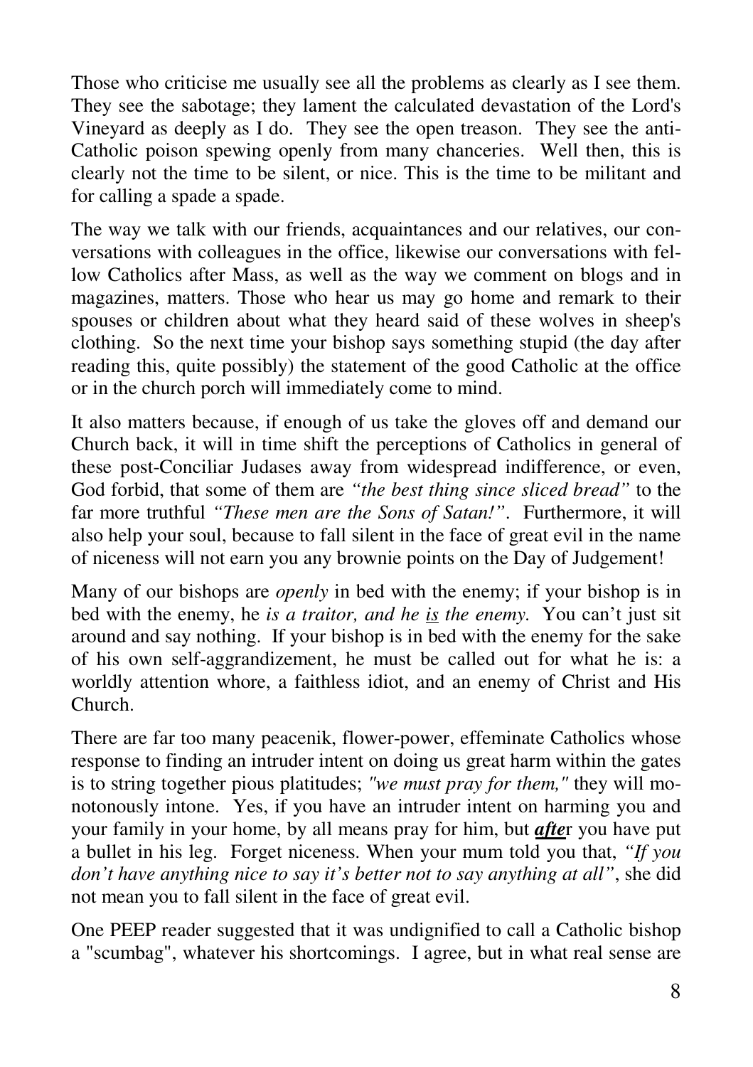Those who criticise me usually see all the problems as clearly as I see them. They see the sabotage; they lament the calculated devastation of the Lord's Vineyard as deeply as I do. They see the open treason. They see the anti-Catholic poison spewing openly from many chanceries. Well then, this is clearly not the time to be silent, or nice. This is the time to be militant and for calling a spade a spade.

The way we talk with our friends, acquaintances and our relatives, our conversations with colleagues in the office, likewise our conversations with fellow Catholics after Mass, as well as the way we comment on blogs and in magazines, matters. Those who hear us may go home and remark to their spouses or children about what they heard said of these wolves in sheep's clothing. So the next time your bishop says something stupid (the day after reading this, quite possibly) the statement of the good Catholic at the office or in the church porch will immediately come to mind.

It also matters because, if enough of us take the gloves off and demand our Church back, it will in time shift the perceptions of Catholics in general of these post-Conciliar Judases away from widespread indifference, or even, God forbid, that some of them are *"the best thing since sliced bread"* to the far more truthful *"These men are the Sons of Satan!"*. Furthermore, it will also help your soul, because to fall silent in the face of great evil in the name of niceness will not earn you any brownie points on the Day of Judgement!

Many of our bishops are *openly* in bed with the enemy; if your bishop is in bed with the enemy, he *is a traitor, and he <u>is</u> the enemy.* You can't just sit around and say nothing. If your bishop is in bed with the enemy for the sake of his own self-aggrandizement, he must be called out for what he is: a worldly attention whore, a faithless idiot, and an enemy of Christ and His Church.

There are far too many peacenik, flower-power, effeminate Catholics whose response to finding an intruder intent on doing us great harm within the gates is to string together pious platitudes; *"we must pray for them,"* they will monotonously intone. Yes, if you have an intruder intent on harming you and your family in your home, by all means pray for him, but ***afte***r you have put a bullet in his leg. Forget niceness. When your mum told you that, *"If you don't have anything nice to say it's better not to say anything at all"*, she did not mean you to fall silent in the face of great evil.

One PEEP reader suggested that it was undignified to call a Catholic bishop a "scumbag", whatever his shortcomings. I agree, but in what real sense are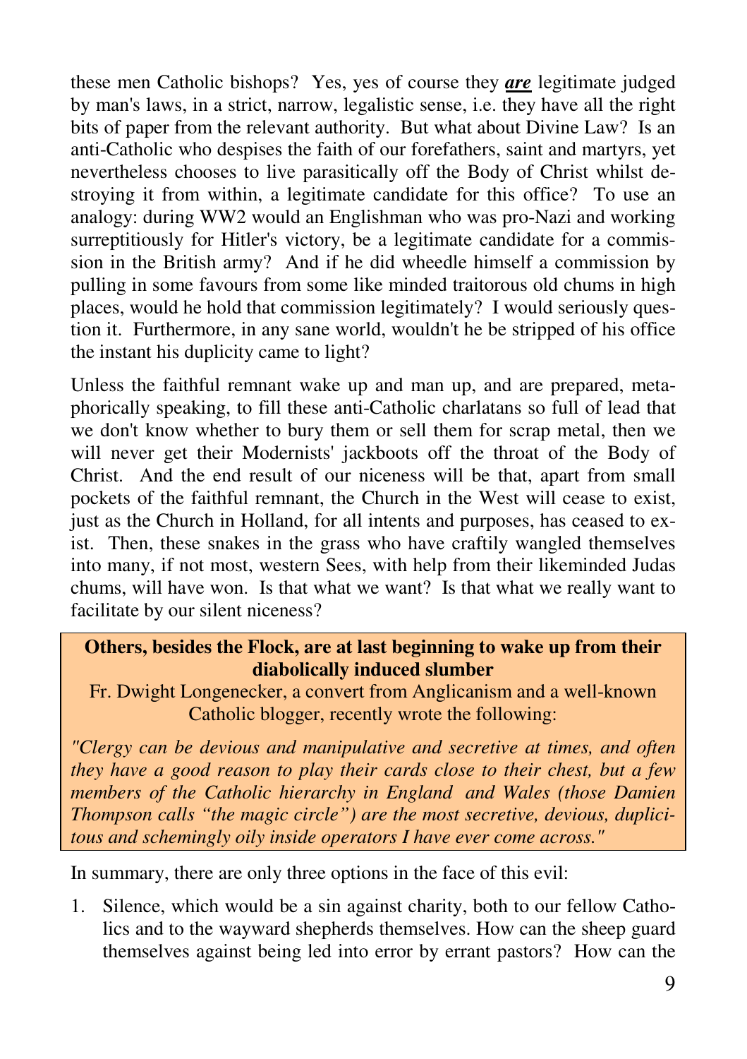these men Catholic bishops? Yes, yes of course they ***<u>are</u>*** legitimate judged by man's laws, in a strict, narrow, legalistic sense, i.e. they have all the right bits of paper from the relevant authority. But what about Divine Law? Is an anti-Catholic who despises the faith of our forefathers, saint and martyrs, yet nevertheless chooses to live parasitically off the Body of Christ whilst destroying it from within, a legitimate candidate for this office? To use an analogy: during WW2 would an Englishman who was pro-Nazi and working surreptitiously for Hitler's victory, be a legitimate candidate for a commission in the British army? And if he did wheedle himself a commission by pulling in some favours from some like minded traitorous old chums in high places, would he hold that commission legitimately? I would seriously question it. Furthermore, in any sane world, wouldn't he be stripped of his office the instant his duplicity came to light?

Unless the faithful remnant wake up and man up, and are prepared, metaphorically speaking, to fill these anti-Catholic charlatans so full of lead that we don't know whether to bury them or sell them for scrap metal, then we will never get their Modernists' jackboots off the throat of the Body of Christ. And the end result of our niceness will be that, apart from small pockets of the faithful remnant, the Church in the West will cease to exist, just as the Church in Holland, for all intents and purposes, has ceased to exist. Then, these snakes in the grass who have craftily wangled themselves into many, if not most, western Sees, with help from their likeminded Judas chums, will have won. Is that what we want? Is that what we really want to facilitate by our silent niceness?

> **Others, besides the Flock, are at last beginning to wake up from their diabolically induced slumber**
>
> Fr. Dwight Longenecker, a convert from Anglicanism and a well-known Catholic blogger, recently wrote the following:
>
> *"Clergy can be devious and manipulative and secretive at times, and often they have a good reason to play their cards close to their chest, but a few members of the Catholic hierarchy in England and Wales (those Damien Thompson calls "the magic circle") are the most secretive, devious, duplicitous and schemingly oily inside operators I have ever come across."*

In summary, there are only three options in the face of this evil:

1. Silence, which would be a sin against charity, both to our fellow Catholics and to the wayward shepherds themselves. How can the sheep guard themselves against being led into error by errant pastors? How can the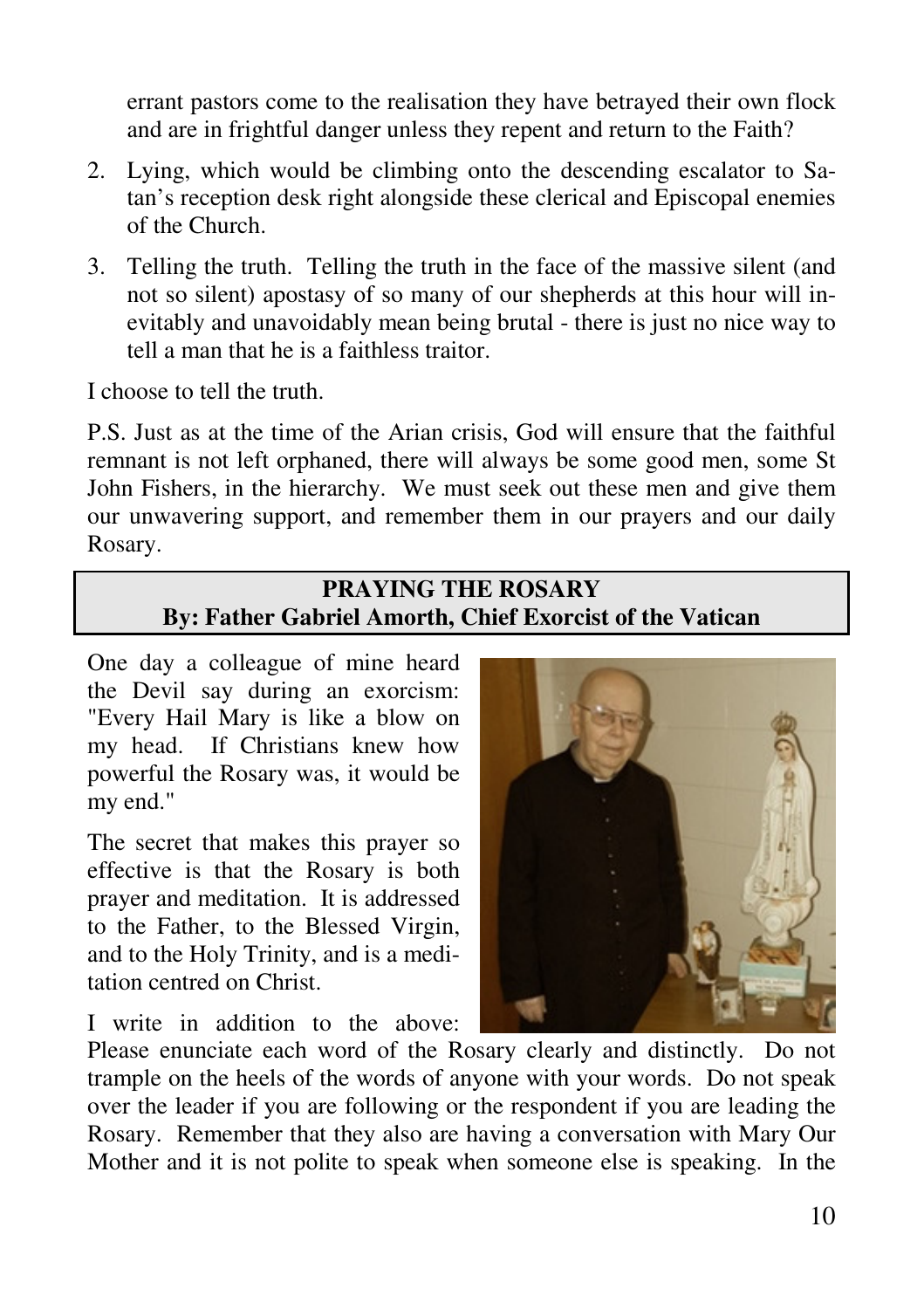errant pastors come to the realisation they have betrayed their own flock and are in frightful danger unless they repent and return to the Faith?

2. Lying, which would be climbing onto the descending escalator to Satan's reception desk right alongside these clerical and Episcopal enemies of the Church.
3. Telling the truth. Telling the truth in the face of the massive silent (and not so silent) apostasy of so many of our shepherds at this hour will inevitably and unavoidably mean being brutal - there is just no nice way to tell a man that he is a faithless traitor.

I choose to tell the truth.

P.S. Just as at the time of the Arian crisis, God will ensure that the faithful remnant is not left orphaned, there will always be some good men, some St John Fishers, in the hierarchy. We must seek out these men and give them our unwavering support, and remember them in our prayers and our daily Rosary.

## PRAYING THE ROSARY
### By: Father Gabriel Amorth, Chief Exorcist of the Vatican

One day a colleague of mine heard the Devil say during an exorcism: "Every Hail Mary is like a blow on my head. If Christians knew how powerful the Rosary was, it would be my end."

The secret that makes this prayer so effective is that the Rosary is both prayer and meditation. It is addressed to the Father, to the Blessed Virgin, and to the Holy Trinity, and is a meditation centred on Christ.

I write in addition to the above: Please enunciate each word of the Rosary clearly and distinctly. Do not trample on the heels of the words of anyone with your words. Do not speak over the leader if you are following or the respondent if you are leading the Rosary. Remember that they also are having a conversation with Mary Our Mother and it is not polite to speak when someone else is speaking. In the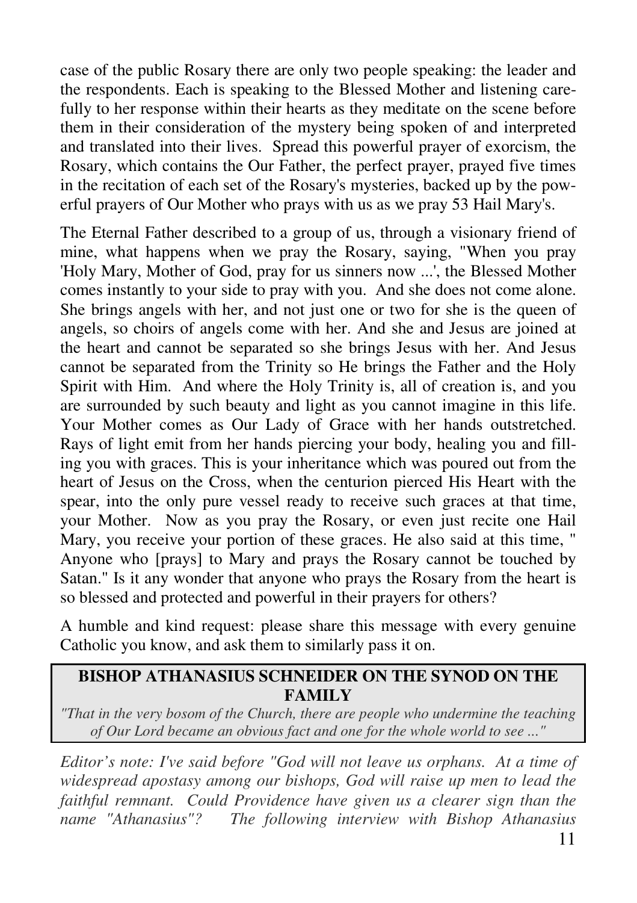case of the public Rosary there are only two people speaking: the leader and the respondents. Each is speaking to the Blessed Mother and listening carefully to her response within their hearts as they meditate on the scene before them in their consideration of the mystery being spoken of and interpreted and translated into their lives. Spread this powerful prayer of exorcism, the Rosary, which contains the Our Father, the perfect prayer, prayed five times in the recitation of each set of the Rosary's mysteries, backed up by the powerful prayers of Our Mother who prays with us as we pray 53 Hail Mary's.

The Eternal Father described to a group of us, through a visionary friend of mine, what happens when we pray the Rosary, saying, "When you pray 'Holy Mary, Mother of God, pray for us sinners now ...', the Blessed Mother comes instantly to your side to pray with you. And she does not come alone. She brings angels with her, and not just one or two for she is the queen of angels, so choirs of angels come with her. And she and Jesus are joined at the heart and cannot be separated so she brings Jesus with her. And Jesus cannot be separated from the Trinity so He brings the Father and the Holy Spirit with Him. And where the Holy Trinity is, all of creation is, and you are surrounded by such beauty and light as you cannot imagine in this life. Your Mother comes as Our Lady of Grace with her hands outstretched. Rays of light emit from her hands piercing your body, healing you and filling you with graces. This is your inheritance which was poured out from the heart of Jesus on the Cross, when the centurion pierced His Heart with the spear, into the only pure vessel ready to receive such graces at that time, your Mother. Now as you pray the Rosary, or even just recite one Hail Mary, you receive your portion of these graces. He also said at this time, " Anyone who [prays] to Mary and prays the Rosary cannot be touched by Satan." Is it any wonder that anyone who prays the Rosary from the heart is so blessed and protected and powerful in their prayers for others?

A humble and kind request: please share this message with every genuine Catholic you know, and ask them to similarly pass it on.

## BISHOP ATHANASIUS SCHNEIDER ON THE SYNOD ON THE FAMILY

*"That in the very bosom of the Church, there are people who undermine the teaching of Our Lord became an obvious fact and one for the whole world to see ..."*

*Editor's note: I've said before "God will not leave us orphans. At a time of widespread apostasy among our bishops, God will raise up men to lead the faithful remnant. Could Providence have given us a clearer sign than the name "Athanasius"? The following interview with Bishop Athanasius*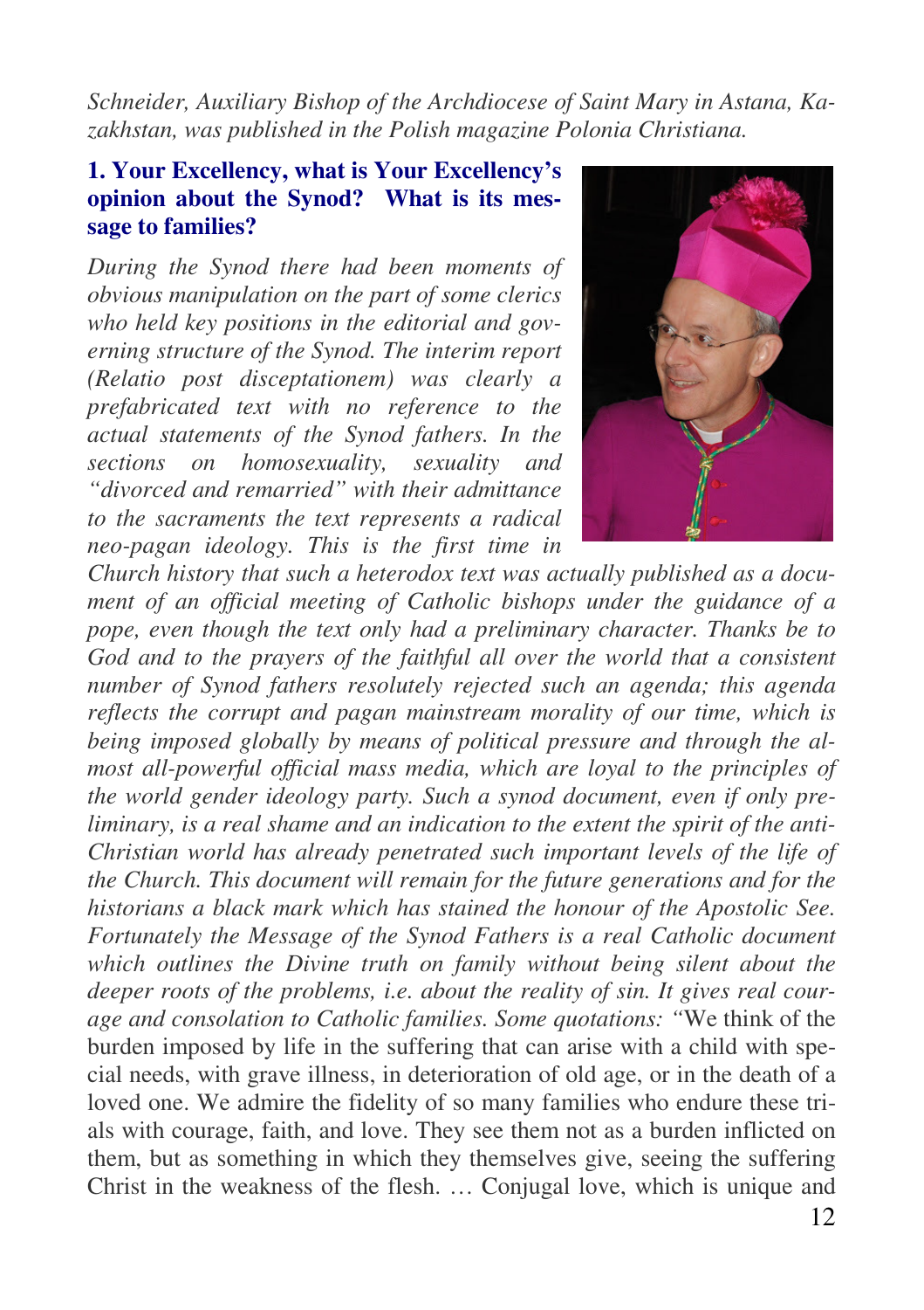*Schneider, Auxiliary Bishop of the Archdiocese of Saint Mary in Astana, Kazakhstan, was published in the Polish magazine Polonia Christiana.*

**1. Your Excellency, what is Your Excellency's opinion about the Synod? What is its message to families?**

*During the Synod there had been moments of obvious manipulation on the part of some clerics who held key positions in the editorial and governing structure of the Synod. The interim report (Relatio post disceptationem) was clearly a prefabricated text with no reference to the actual statements of the Synod fathers. In the sections on homosexuality, sexuality and "divorced and remarried" with their admittance to the sacraments the text represents a radical neo-pagan ideology. This is the first time in Church history that such a heterodox text was actually published as a document of an official meeting of Catholic bishops under the guidance of a pope, even though the text only had a preliminary character. Thanks be to God and to the prayers of the faithful all over the world that a consistent number of Synod fathers resolutely rejected such an agenda; this agenda reflects the corrupt and pagan mainstream morality of our time, which is being imposed globally by means of political pressure and through the almost all-powerful official mass media, which are loyal to the principles of the world gender ideology party. Such a synod document, even if only preliminary, is a real shame and an indication to the extent the spirit of the anti-Christian world has already penetrated such important levels of the life of the Church. This document will remain for the future generations and for the historians a black mark which has stained the honour of the Apostolic See. Fortunately the Message of the Synod Fathers is a real Catholic document which outlines the Divine truth on family without being silent about the deeper roots of the problems, i.e. about the reality of sin. It gives real courage and consolation to Catholic families. Some quotations: "*We think of the burden imposed by life in the suffering that can arise with a child with special needs, with grave illness, in deterioration of old age, or in the death of a loved one. We admire the fidelity of so many families who endure these trials with courage, faith, and love. They see them not as a burden inflicted on them, but as something in which they themselves give, seeing the suffering Christ in the weakness of the flesh. … Conjugal love, which is unique and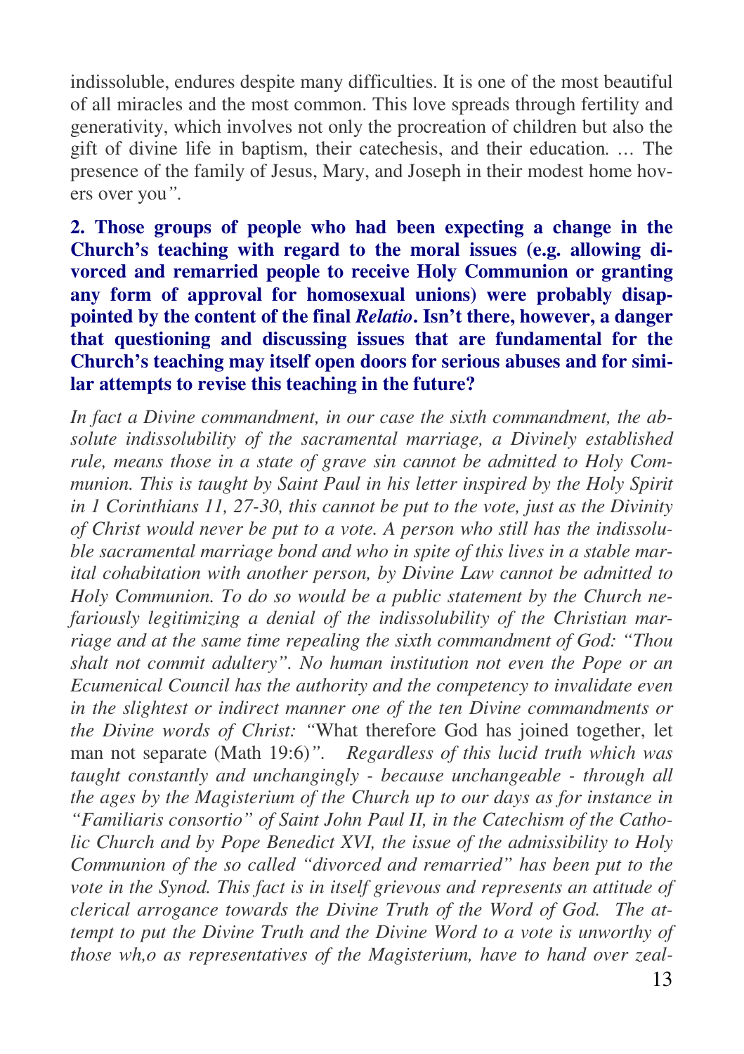indissoluble, endures despite many difficulties. It is one of the most beautiful of all miracles and the most common. This love spreads through fertility and generativity, which involves not only the procreation of children but also the gift of divine life in baptism, their catechesis, and their education. … The presence of the family of Jesus, Mary, and Joseph in their modest home hovers over you*"*.

**2. Those groups of people who had been expecting a change in the Church's teaching with regard to the moral issues (e.g. allowing divorced and remarried people to receive Holy Communion or granting any form of approval for homosexual unions) were probably disappointed by the content of the final *Relatio*. Isn't there, however, a danger that questioning and discussing issues that are fundamental for the Church's teaching may itself open doors for serious abuses and for similar attempts to revise this teaching in the future?**

*In fact a Divine commandment, in our case the sixth commandment, the absolute indissolubility of the sacramental marriage, a Divinely established rule, means those in a state of grave sin cannot be admitted to Holy Communion. This is taught by Saint Paul in his letter inspired by the Holy Spirit in 1 Corinthians 11, 27-30, this cannot be put to the vote, just as the Divinity of Christ would never be put to a vote. A person who still has the indissoluble sacramental marriage bond and who in spite of this lives in a stable marital cohabitation with another person, by Divine Law cannot be admitted to Holy Communion. To do so would be a public statement by the Church nefariously legitimizing a denial of the indissolubility of the Christian marriage and at the same time repealing the sixth commandment of God: "Thou shalt not commit adultery". No human institution not even the Pope or an Ecumenical Council has the authority and the competency to invalidate even in the slightest or indirect manner one of the ten Divine commandments or the Divine words of Christ: "*What therefore God has joined together, let man not separate (Math 19:6)*". Regardless of this lucid truth which was taught constantly and unchangingly - because unchangeable - through all the ages by the Magisterium of the Church up to our days as for instance in "Familiaris consortio" of Saint John Paul II, in the Catechism of the Catholic Church and by Pope Benedict XVI, the issue of the admissibility to Holy Communion of the so called "divorced and remarried" has been put to the vote in the Synod. This fact is in itself grievous and represents an attitude of clerical arrogance towards the Divine Truth of the Word of God. The attempt to put the Divine Truth and the Divine Word to a vote is unworthy of those wh,o as representatives of the Magisterium, have to hand over zeal-*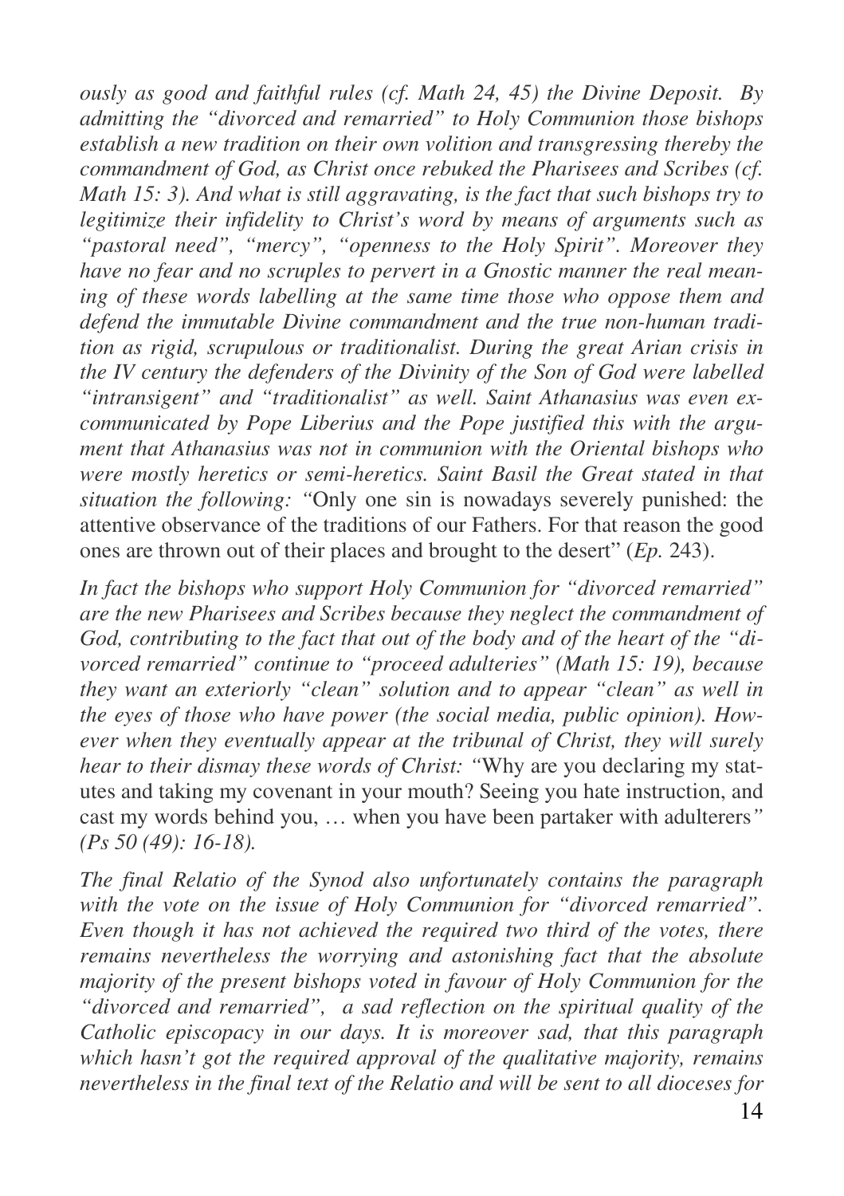*ously as good and faithful rules (cf. Math 24, 45) the Divine Deposit. By admitting the "divorced and remarried" to Holy Communion those bishops establish a new tradition on their own volition and transgressing thereby the commandment of God, as Christ once rebuked the Pharisees and Scribes (cf. Math 15: 3). And what is still aggravating, is the fact that such bishops try to legitimize their infidelity to Christ's word by means of arguments such as "pastoral need", "mercy", "openness to the Holy Spirit". Moreover they have no fear and no scruples to pervert in a Gnostic manner the real meaning of these words labelling at the same time those who oppose them and defend the immutable Divine commandment and the true non-human tradition as rigid, scrupulous or traditionalist. During the great Arian crisis in the IV century the defenders of the Divinity of the Son of God were labelled "intransigent" and "traditionalist" as well. Saint Athanasius was even excommunicated by Pope Liberius and the Pope justified this with the argument that Athanasius was not in communion with the Oriental bishops who were mostly heretics or semi-heretics. Saint Basil the Great stated in that situation the following: "*Only one sin is nowadays severely punished: the attentive observance of the traditions of our Fathers. For that reason the good ones are thrown out of their places and brought to the desert" (*Ep.* 243).

*In fact the bishops who support Holy Communion for "divorced remarried" are the new Pharisees and Scribes because they neglect the commandment of God, contributing to the fact that out of the body and of the heart of the "divorced remarried" continue to "proceed adulteries" (Math 15: 19), because they want an exteriorly "clean" solution and to appear "clean" as well in the eyes of those who have power (the social media, public opinion). However when they eventually appear at the tribunal of Christ, they will surely hear to their dismay these words of Christ: "*Why are you declaring my statutes and taking my covenant in your mouth? Seeing you hate instruction, and cast my words behind you, … when you have been partaker with adulterers*" (Ps 50 (49): 16-18).*

*The final Relatio of the Synod also unfortunately contains the paragraph with the vote on the issue of Holy Communion for "divorced remarried". Even though it has not achieved the required two third of the votes, there remains nevertheless the worrying and astonishing fact that the absolute majority of the present bishops voted in favour of Holy Communion for the "divorced and remarried", a sad reflection on the spiritual quality of the Catholic episcopacy in our days. It is moreover sad, that this paragraph which hasn't got the required approval of the qualitative majority, remains nevertheless in the final text of the Relatio and will be sent to all dioceses for*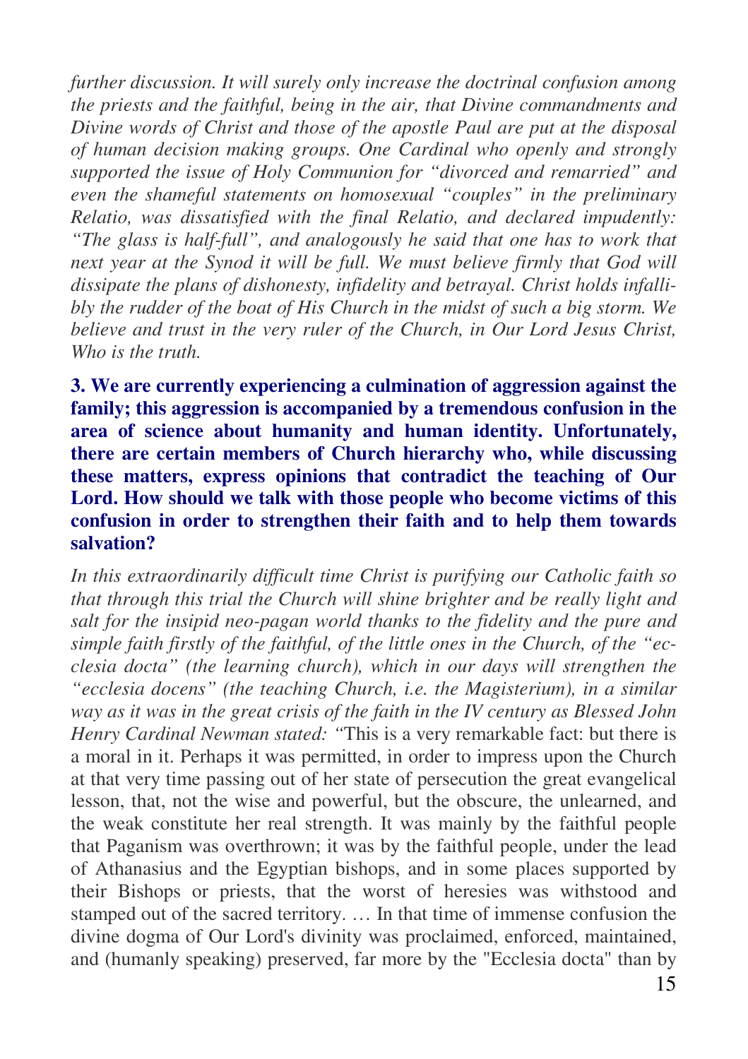*further discussion. It will surely only increase the doctrinal confusion among the priests and the faithful, being in the air, that Divine commandments and Divine words of Christ and those of the apostle Paul are put at the disposal of human decision making groups. One Cardinal who openly and strongly supported the issue of Holy Communion for "divorced and remarried" and even the shameful statements on homosexual "couples" in the preliminary Relatio, was dissatisfied with the final Relatio, and declared impudently: "The glass is half-full", and analogously he said that one has to work that next year at the Synod it will be full. We must believe firmly that God will dissipate the plans of dishonesty, infidelity and betrayal. Christ holds infallibly the rudder of the boat of His Church in the midst of such a big storm. We believe and trust in the very ruler of the Church, in Our Lord Jesus Christ, Who is the truth.*

**3. We are currently experiencing a culmination of aggression against the family; this aggression is accompanied by a tremendous confusion in the area of science about humanity and human identity. Unfortunately, there are certain members of Church hierarchy who, while discussing these matters, express opinions that contradict the teaching of Our Lord. How should we talk with those people who become victims of this confusion in order to strengthen their faith and to help them towards salvation?**

*In this extraordinarily difficult time Christ is purifying our Catholic faith so that through this trial the Church will shine brighter and be really light and salt for the insipid neo-pagan world thanks to the fidelity and the pure and simple faith firstly of the faithful, of the little ones in the Church, of the "ecclesia docta" (the learning church), which in our days will strengthen the "ecclesia docens" (the teaching Church, i.e. the Magisterium), in a similar way as it was in the great crisis of the faith in the IV century as Blessed John Henry Cardinal Newman stated: "*This is a very remarkable fact: but there is a moral in it. Perhaps it was permitted, in order to impress upon the Church at that very time passing out of her state of persecution the great evangelical lesson, that, not the wise and powerful, but the obscure, the unlearned, and the weak constitute her real strength. It was mainly by the faithful people that Paganism was overthrown; it was by the faithful people, under the lead of Athanasius and the Egyptian bishops, and in some places supported by their Bishops or priests, that the worst of heresies was withstood and stamped out of the sacred territory. … In that time of immense confusion the divine dogma of Our Lord's divinity was proclaimed, enforced, maintained, and (humanly speaking) preserved, far more by the "Ecclesia docta" than by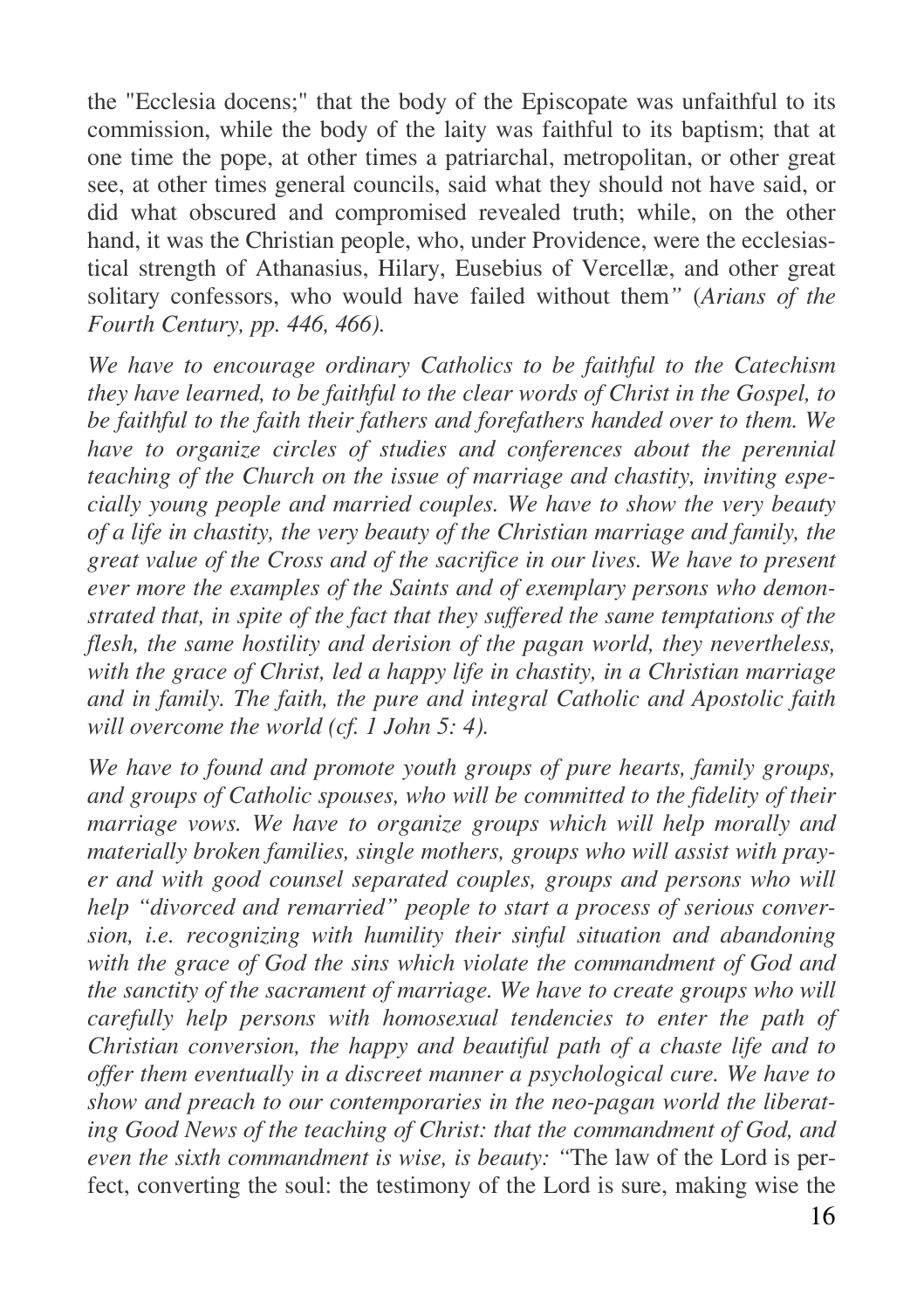the "Ecclesia docens;" that the body of the Episcopate was unfaithful to its commission, while the body of the laity was faithful to its baptism; that at one time the pope, at other times a patriarchal, metropolitan, or other great see, at other times general councils, said what they should not have said, or did what obscured and compromised revealed truth; while, on the other hand, it was the Christian people, who, under Providence, were the ecclesiastical strength of Athanasius, Hilary, Eusebius of Vercellæ, and other great solitary confessors, who would have failed without them*"* (*Arians of the Fourth Century, pp. 446, 466).*

*We have to encourage ordinary Catholics to be faithful to the Catechism they have learned, to be faithful to the clear words of Christ in the Gospel, to be faithful to the faith their fathers and forefathers handed over to them. We have to organize circles of studies and conferences about the perennial teaching of the Church on the issue of marriage and chastity, inviting especially young people and married couples. We have to show the very beauty of a life in chastity, the very beauty of the Christian marriage and family, the great value of the Cross and of the sacrifice in our lives. We have to present ever more the examples of the Saints and of exemplary persons who demonstrated that, in spite of the fact that they suffered the same temptations of the flesh, the same hostility and derision of the pagan world, they nevertheless, with the grace of Christ, led a happy life in chastity, in a Christian marriage and in family. The faith, the pure and integral Catholic and Apostolic faith will overcome the world (cf. 1 John 5: 4).*

*We have to found and promote youth groups of pure hearts, family groups, and groups of Catholic spouses, who will be committed to the fidelity of their marriage vows. We have to organize groups which will help morally and materially broken families, single mothers, groups who will assist with prayer and with good counsel separated couples, groups and persons who will help "divorced and remarried" people to start a process of serious conversion, i.e. recognizing with humility their sinful situation and abandoning with the grace of God the sins which violate the commandment of God and the sanctity of the sacrament of marriage. We have to create groups who will carefully help persons with homosexual tendencies to enter the path of Christian conversion, the happy and beautiful path of a chaste life and to offer them eventually in a discreet manner a psychological cure. We have to show and preach to our contemporaries in the neo-pagan world the liberating Good News of the teaching of Christ: that the commandment of God, and even the sixth commandment is wise, is beauty: "*The law of the Lord is perfect, converting the soul: the testimony of the Lord is sure, making wise the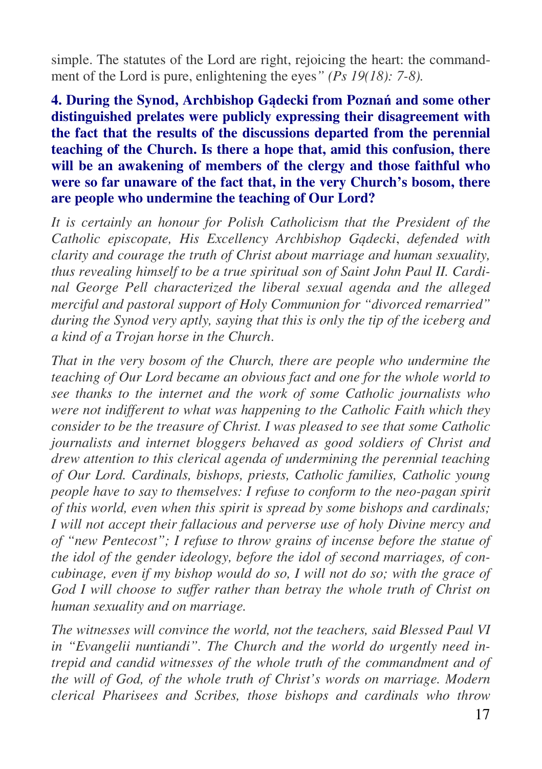simple. The statutes of the Lord are right, rejoicing the heart: the commandment of the Lord is pure, enlightening the eyes*" (Ps 19(18): 7-8).*

**4. During the Synod, Archbishop Gądecki from Poznań and some other distinguished prelates were publicly expressing their disagreement with the fact that the results of the discussions departed from the perennial teaching of the Church. Is there a hope that, amid this confusion, there will be an awakening of members of the clergy and those faithful who were so far unaware of the fact that, in the very Church's bosom, there are people who undermine the teaching of Our Lord?**

*It is certainly an honour for Polish Catholicism that the President of the Catholic episcopate, His Excellency Archbishop Gądecki, defended with clarity and courage the truth of Christ about marriage and human sexuality, thus revealing himself to be a true spiritual son of Saint John Paul II. Cardinal George Pell characterized the liberal sexual agenda and the alleged merciful and pastoral support of Holy Communion for "divorced remarried" during the Synod very aptly, saying that this is only the tip of the iceberg and a kind of a Trojan horse in the Church.*

*That in the very bosom of the Church, there are people who undermine the teaching of Our Lord became an obvious fact and one for the whole world to see thanks to the internet and the work of some Catholic journalists who were not indifferent to what was happening to the Catholic Faith which they consider to be the treasure of Christ. I was pleased to see that some Catholic journalists and internet bloggers behaved as good soldiers of Christ and drew attention to this clerical agenda of undermining the perennial teaching of Our Lord. Cardinals, bishops, priests, Catholic families, Catholic young people have to say to themselves: I refuse to conform to the neo-pagan spirit of this world, even when this spirit is spread by some bishops and cardinals; I will not accept their fallacious and perverse use of holy Divine mercy and of "new Pentecost"; I refuse to throw grains of incense before the statue of the idol of the gender ideology, before the idol of second marriages, of concubinage, even if my bishop would do so, I will not do so; with the grace of God I will choose to suffer rather than betray the whole truth of Christ on human sexuality and on marriage.*

*The witnesses will convince the world, not the teachers, said Blessed Paul VI in "Evangelii nuntiandi". The Church and the world do urgently need intrepid and candid witnesses of the whole truth of the commandment and of the will of God, of the whole truth of Christ's words on marriage. Modern clerical Pharisees and Scribes, those bishops and cardinals who throw*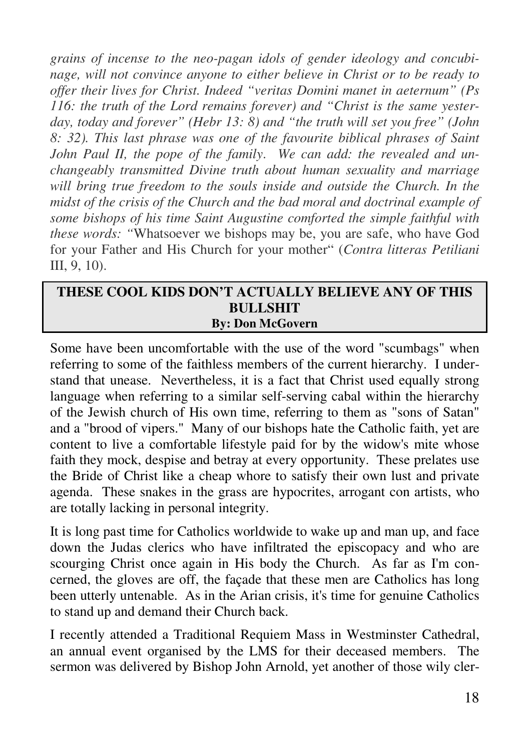*grains of incense to the neo-pagan idols of gender ideology and concubinage, will not convince anyone to either believe in Christ or to be ready to offer their lives for Christ. Indeed "veritas Domini manet in aeternum" (Ps 116: the truth of the Lord remains forever) and "Christ is the same yesterday, today and forever" (Hebr 13: 8) and "the truth will set you free" (John 8: 32). This last phrase was one of the favourite biblical phrases of Saint John Paul II, the pope of the family. We can add: the revealed and unchangeably transmitted Divine truth about human sexuality and marriage will bring true freedom to the souls inside and outside the Church. In the midst of the crisis of the Church and the bad moral and doctrinal example of some bishops of his time Saint Augustine comforted the simple faithful with these words: "*Whatsoever we bishops may be, you are safe, who have God for your Father and His Church for your mother" (*Contra litteras Petiliani* III, 9, 10).

## THESE COOL KIDS DON'T ACTUALLY BELIEVE ANY OF THIS BULLSHIT

**By: Don McGovern**

Some have been uncomfortable with the use of the word "scumbags" when referring to some of the faithless members of the current hierarchy. I understand that unease. Nevertheless, it is a fact that Christ used equally strong language when referring to a similar self-serving cabal within the hierarchy of the Jewish church of His own time, referring to them as "sons of Satan" and a "brood of vipers." Many of our bishops hate the Catholic faith, yet are content to live a comfortable lifestyle paid for by the widow's mite whose faith they mock, despise and betray at every opportunity. These prelates use the Bride of Christ like a cheap whore to satisfy their own lust and private agenda. These snakes in the grass are hypocrites, arrogant con artists, who are totally lacking in personal integrity.

It is long past time for Catholics worldwide to wake up and man up, and face down the Judas clerics who have infiltrated the episcopacy and who are scourging Christ once again in His body the Church. As far as I'm concerned, the gloves are off, the façade that these men are Catholics has long been utterly untenable. As in the Arian crisis, it's time for genuine Catholics to stand up and demand their Church back.

I recently attended a Traditional Requiem Mass in Westminster Cathedral, an annual event organised by the LMS for their deceased members. The sermon was delivered by Bishop John Arnold, yet another of those wily cler-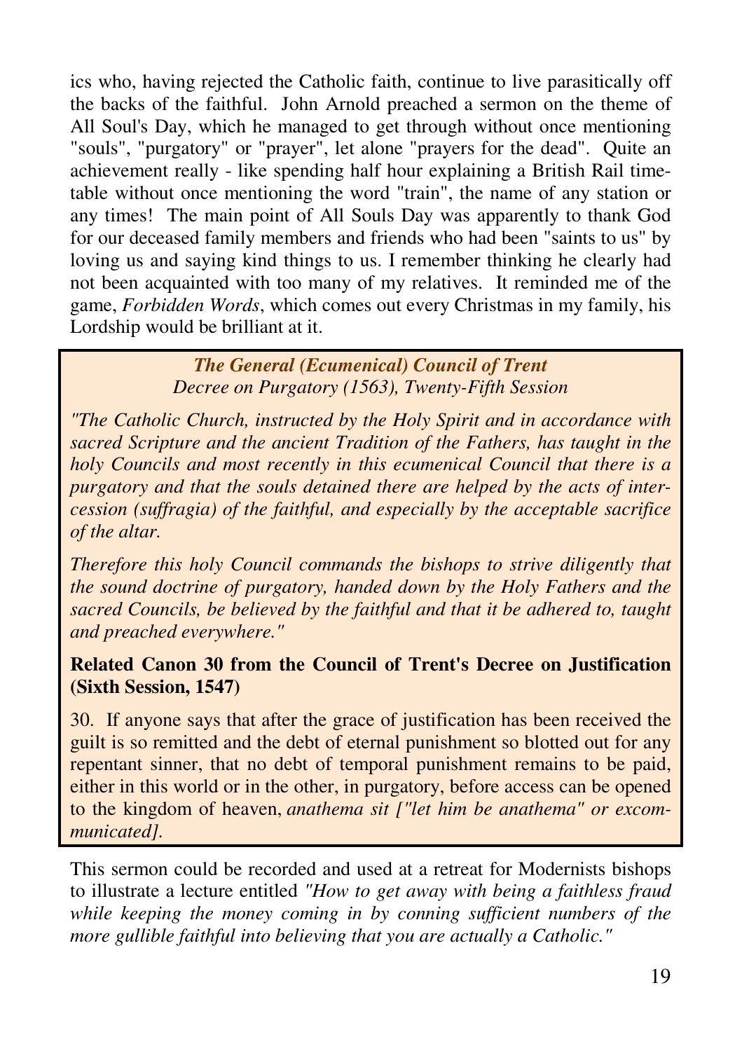ics who, having rejected the Catholic faith, continue to live parasitically off the backs of the faithful. John Arnold preached a sermon on the theme of All Soul's Day, which he managed to get through without once mentioning "souls", "purgatory" or "prayer", let alone "prayers for the dead". Quite an achievement really - like spending half hour explaining a British Rail timetable without once mentioning the word "train", the name of any station or any times! The main point of All Souls Day was apparently to thank God for our deceased family members and friends who had been "saints to us" by loving us and saying kind things to us. I remember thinking he clearly had not been acquainted with too many of my relatives. It reminded me of the game, *Forbidden Words*, which comes out every Christmas in my family, his Lordship would be brilliant at it.

> ***The General (Ecumenical) Council of Trent***
> *Decree on Purgatory (1563), Twenty-Fifth Session*
>
> *"The Catholic Church, instructed by the Holy Spirit and in accordance with sacred Scripture and the ancient Tradition of the Fathers, has taught in the holy Councils and most recently in this ecumenical Council that there is a purgatory and that the souls detained there are helped by the acts of intercession (suffragia) of the faithful, and especially by the acceptable sacrifice of the altar.*
>
> *Therefore this holy Council commands the bishops to strive diligently that the sound doctrine of purgatory, handed down by the Holy Fathers and the sacred Councils, be believed by the faithful and that it be adhered to, taught and preached everywhere."*
>
> **Related Canon 30 from the Council of Trent's Decree on Justification (Sixth Session, 1547)**
>
> 30. If anyone says that after the grace of justification has been received the guilt is so remitted and the debt of eternal punishment so blotted out for any repentant sinner, that no debt of temporal punishment remains to be paid, either in this world or in the other, in purgatory, before access can be opened to the kingdom of heaven, *anathema sit ["let him be anathema" or excommunicated].*

This sermon could be recorded and used at a retreat for Modernists bishops to illustrate a lecture entitled *"How to get away with being a faithless fraud while keeping the money coming in by conning sufficient numbers of the more gullible faithful into believing that you are actually a Catholic."*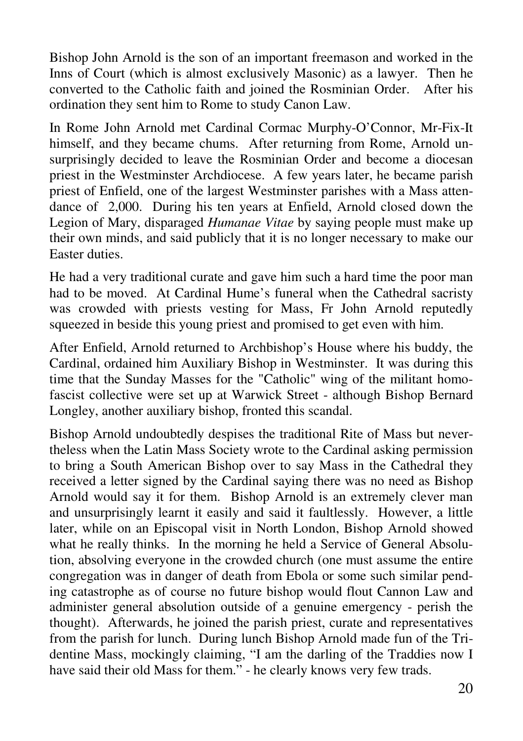Bishop John Arnold is the son of an important freemason and worked in the Inns of Court (which is almost exclusively Masonic) as a lawyer. Then he converted to the Catholic faith and joined the Rosminian Order. After his ordination they sent him to Rome to study Canon Law.

In Rome John Arnold met Cardinal Cormac Murphy-O'Connor, Mr-Fix-It himself, and they became chums. After returning from Rome, Arnold unsurprisingly decided to leave the Rosminian Order and become a diocesan priest in the Westminster Archdiocese. A few years later, he became parish priest of Enfield, one of the largest Westminster parishes with a Mass attendance of 2,000. During his ten years at Enfield, Arnold closed down the Legion of Mary, disparaged *Humanae Vitae* by saying people must make up their own minds, and said publicly that it is no longer necessary to make our Easter duties.

He had a very traditional curate and gave him such a hard time the poor man had to be moved. At Cardinal Hume's funeral when the Cathedral sacristy was crowded with priests vesting for Mass, Fr John Arnold reputedly squeezed in beside this young priest and promised to get even with him.

After Enfield, Arnold returned to Archbishop's House where his buddy, the Cardinal, ordained him Auxiliary Bishop in Westminster. It was during this time that the Sunday Masses for the "Catholic" wing of the militant homo-fascist collective were set up at Warwick Street - although Bishop Bernard Longley, another auxiliary bishop, fronted this scandal.

Bishop Arnold undoubtedly despises the traditional Rite of Mass but nevertheless when the Latin Mass Society wrote to the Cardinal asking permission to bring a South American Bishop over to say Mass in the Cathedral they received a letter signed by the Cardinal saying there was no need as Bishop Arnold would say it for them. Bishop Arnold is an extremely clever man and unsurprisingly learnt it easily and said it faultlessly. However, a little later, while on an Episcopal visit in North London, Bishop Arnold showed what he really thinks. In the morning he held a Service of General Absolution, absolving everyone in the crowded church (one must assume the entire congregation was in danger of death from Ebola or some such similar pending catastrophe as of course no future bishop would flout Cannon Law and administer general absolution outside of a genuine emergency - perish the thought). Afterwards, he joined the parish priest, curate and representatives from the parish for lunch. During lunch Bishop Arnold made fun of the Tridentine Mass, mockingly claiming, "I am the darling of the Traddies now I have said their old Mass for them." - he clearly knows very few trads.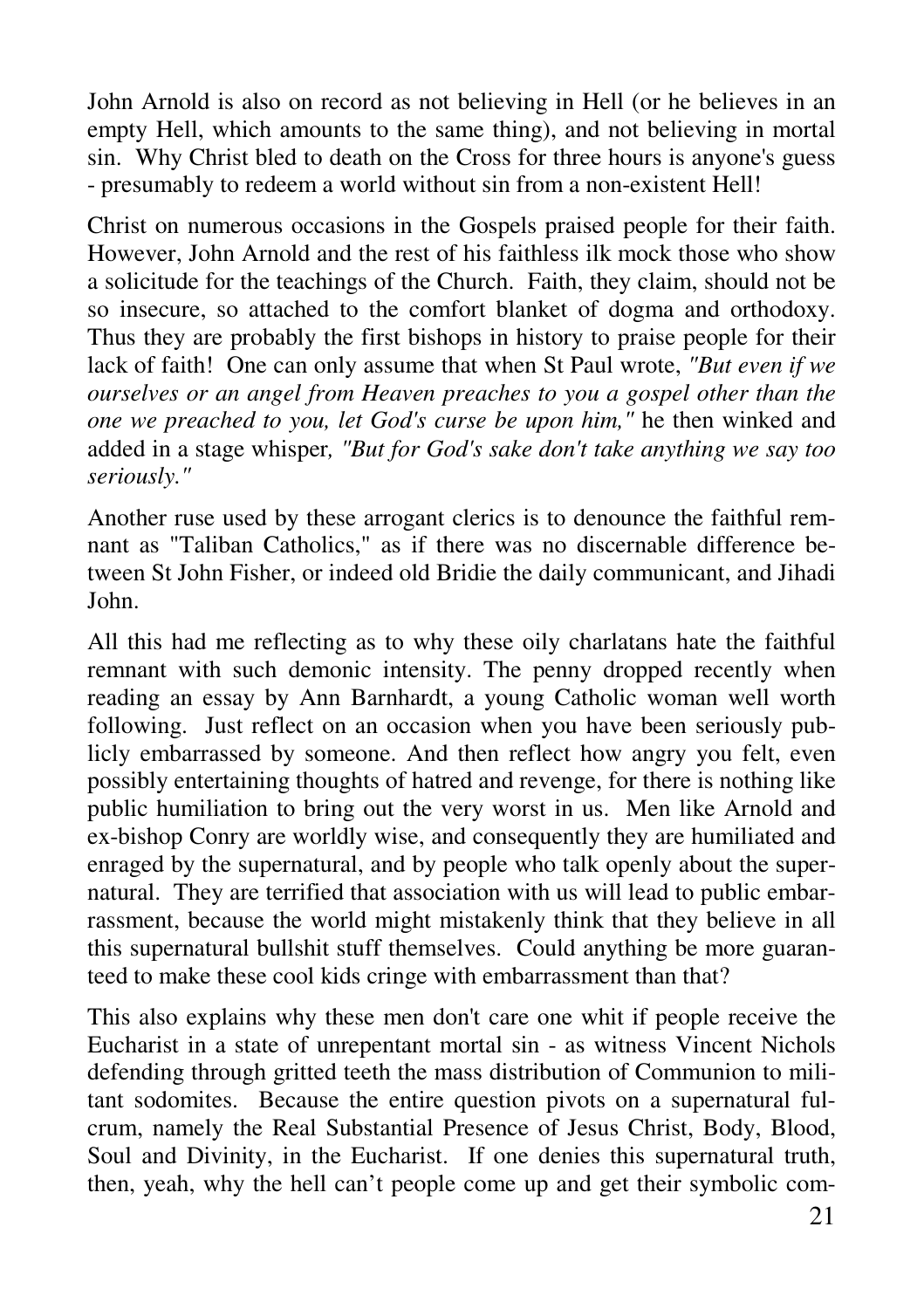John Arnold is also on record as not believing in Hell (or he believes in an empty Hell, which amounts to the same thing), and not believing in mortal sin. Why Christ bled to death on the Cross for three hours is anyone's guess - presumably to redeem a world without sin from a non-existent Hell!

Christ on numerous occasions in the Gospels praised people for their faith. However, John Arnold and the rest of his faithless ilk mock those who show a solicitude for the teachings of the Church. Faith, they claim, should not be so insecure, so attached to the comfort blanket of dogma and orthodoxy. Thus they are probably the first bishops in history to praise people for their lack of faith! One can only assume that when St Paul wrote, *"But even if we ourselves or an angel from Heaven preaches to you a gospel other than the one we preached to you, let God's curse be upon him,"* he then winked and added in a stage whisper*, "But for God's sake don't take anything we say too seriously."*

Another ruse used by these arrogant clerics is to denounce the faithful remnant as "Taliban Catholics," as if there was no discernable difference between St John Fisher, or indeed old Bridie the daily communicant, and Jihadi John.

All this had me reflecting as to why these oily charlatans hate the faithful remnant with such demonic intensity. The penny dropped recently when reading an essay by Ann Barnhardt, a young Catholic woman well worth following. Just reflect on an occasion when you have been seriously publicly embarrassed by someone. And then reflect how angry you felt, even possibly entertaining thoughts of hatred and revenge, for there is nothing like public humiliation to bring out the very worst in us. Men like Arnold and ex-bishop Conry are worldly wise, and consequently they are humiliated and enraged by the supernatural, and by people who talk openly about the supernatural. They are terrified that association with us will lead to public embarrassment, because the world might mistakenly think that they believe in all this supernatural bullshit stuff themselves. Could anything be more guaranteed to make these cool kids cringe with embarrassment than that?

This also explains why these men don't care one whit if people receive the Eucharist in a state of unrepentant mortal sin - as witness Vincent Nichols defending through gritted teeth the mass distribution of Communion to militant sodomites. Because the entire question pivots on a supernatural fulcrum, namely the Real Substantial Presence of Jesus Christ, Body, Blood, Soul and Divinity, in the Eucharist. If one denies this supernatural truth, then, yeah, why the hell can't people come up and get their symbolic com-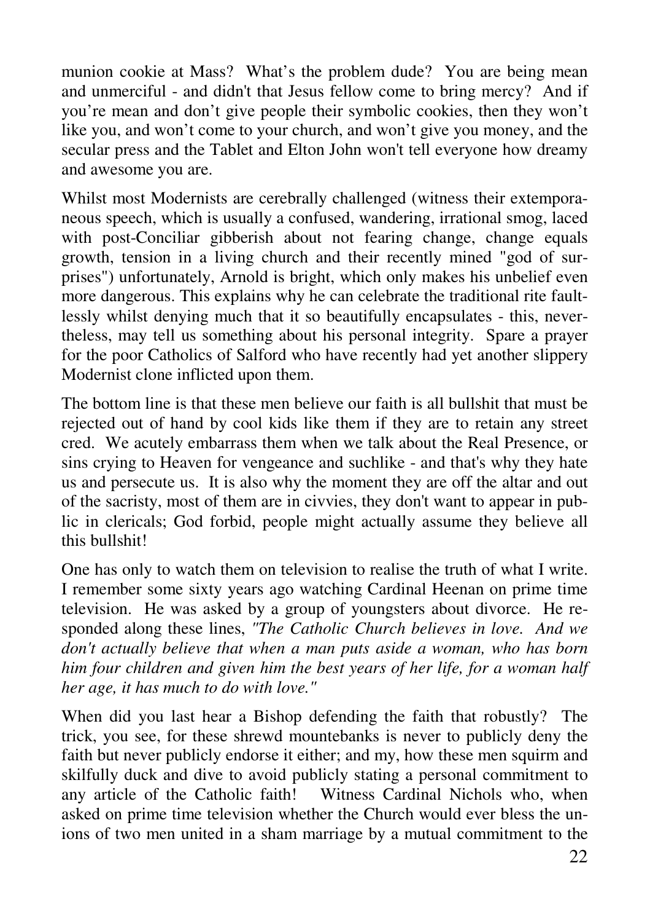munion cookie at Mass? What's the problem dude? You are being mean and unmerciful - and didn't that Jesus fellow come to bring mercy? And if you're mean and don't give people their symbolic cookies, then they won't like you, and won't come to your church, and won't give you money, and the secular press and the Tablet and Elton John won't tell everyone how dreamy and awesome you are.

Whilst most Modernists are cerebrally challenged (witness their extemporaneous speech, which is usually a confused, wandering, irrational smog, laced with post-Conciliar gibberish about not fearing change, change equals growth, tension in a living church and their recently mined "god of surprises") unfortunately, Arnold is bright, which only makes his unbelief even more dangerous. This explains why he can celebrate the traditional rite faultlessly whilst denying much that it so beautifully encapsulates - this, nevertheless, may tell us something about his personal integrity. Spare a prayer for the poor Catholics of Salford who have recently had yet another slippery Modernist clone inflicted upon them.

The bottom line is that these men believe our faith is all bullshit that must be rejected out of hand by cool kids like them if they are to retain any street cred. We acutely embarrass them when we talk about the Real Presence, or sins crying to Heaven for vengeance and suchlike - and that's why they hate us and persecute us. It is also why the moment they are off the altar and out of the sacristy, most of them are in civvies, they don't want to appear in public in clericals; God forbid, people might actually assume they believe all this bullshit!

One has only to watch them on television to realise the truth of what I write. I remember some sixty years ago watching Cardinal Heenan on prime time television. He was asked by a group of youngsters about divorce. He responded along these lines, *"The Catholic Church believes in love. And we don't actually believe that when a man puts aside a woman, who has born him four children and given him the best years of her life, for a woman half her age, it has much to do with love."*

When did you last hear a Bishop defending the faith that robustly? The trick, you see, for these shrewd mountebanks is never to publicly deny the faith but never publicly endorse it either; and my, how these men squirm and skilfully duck and dive to avoid publicly stating a personal commitment to any article of the Catholic faith! Witness Cardinal Nichols who, when asked on prime time television whether the Church would ever bless the unions of two men united in a sham marriage by a mutual commitment to the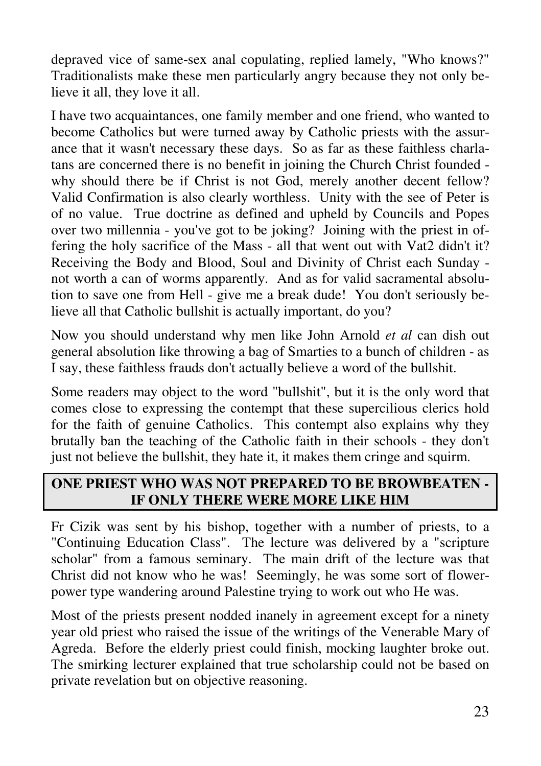depraved vice of same-sex anal copulating, replied lamely, "Who knows?" Traditionalists make these men particularly angry because they not only believe it all, they love it all.

I have two acquaintances, one family member and one friend, who wanted to become Catholics but were turned away by Catholic priests with the assurance that it wasn't necessary these days. So as far as these faithless charlatans are concerned there is no benefit in joining the Church Christ founded - why should there be if Christ is not God, merely another decent fellow? Valid Confirmation is also clearly worthless. Unity with the see of Peter is of no value. True doctrine as defined and upheld by Councils and Popes over two millennia - you've got to be joking? Joining with the priest in offering the holy sacrifice of the Mass - all that went out with Vat2 didn't it? Receiving the Body and Blood, Soul and Divinity of Christ each Sunday - not worth a can of worms apparently. And as for valid sacramental absolution to save one from Hell - give me a break dude! You don't seriously believe all that Catholic bullshit is actually important, do you?

Now you should understand why men like John Arnold *et al* can dish out general absolution like throwing a bag of Smarties to a bunch of children - as I say, these faithless frauds don't actually believe a word of the bullshit.

Some readers may object to the word "bullshit", but it is the only word that comes close to expressing the contempt that these supercilious clerics hold for the faith of genuine Catholics. This contempt also explains why they brutally ban the teaching of the Catholic faith in their schools - they don't just not believe the bullshit, they hate it, it makes them cringe and squirm.

## ONE PRIEST WHO WAS NOT PREPARED TO BE BROWBEATEN - IF ONLY THERE WERE MORE LIKE HIM

Fr Cizik was sent by his bishop, together with a number of priests, to a "Continuing Education Class". The lecture was delivered by a "scripture scholar" from a famous seminary. The main drift of the lecture was that Christ did not know who he was! Seemingly, he was some sort of flower-power type wandering around Palestine trying to work out who He was.

Most of the priests present nodded inanely in agreement except for a ninety year old priest who raised the issue of the writings of the Venerable Mary of Agreda. Before the elderly priest could finish, mocking laughter broke out. The smirking lecturer explained that true scholarship could not be based on private revelation but on objective reasoning.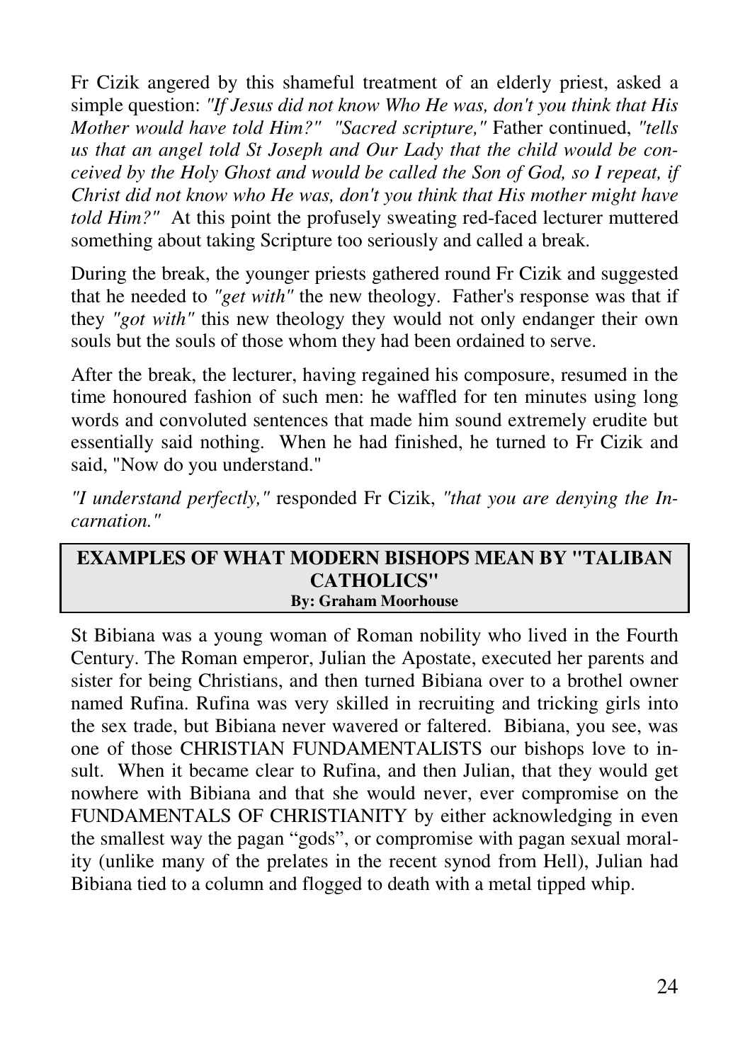Fr Cizik angered by this shameful treatment of an elderly priest, asked a simple question: *"If Jesus did not know Who He was, don't you think that His Mother would have told Him?"* *"Sacred scripture,"* Father continued, *"tells us that an angel told St Joseph and Our Lady that the child would be conceived by the Holy Ghost and would be called the Son of God, so I repeat, if Christ did not know who He was, don't you think that His mother might have told Him?"* At this point the profusely sweating red-faced lecturer muttered something about taking Scripture too seriously and called a break.

During the break, the younger priests gathered round Fr Cizik and suggested that he needed to *"get with"* the new theology. Father's response was that if they *"got with"* this new theology they would not only endanger their own souls but the souls of those whom they had been ordained to serve.

After the break, the lecturer, having regained his composure, resumed in the time honoured fashion of such men: he waffled for ten minutes using long words and convoluted sentences that made him sound extremely erudite but essentially said nothing. When he had finished, he turned to Fr Cizik and said, "Now do you understand."

*"I understand perfectly,"* responded Fr Cizik, *"that you are denying the Incarnation."*

## EXAMPLES OF WHAT MODERN BISHOPS MEAN BY "TALIBAN CATHOLICS"

**By: Graham Moorhouse**

St Bibiana was a young woman of Roman nobility who lived in the Fourth Century. The Roman emperor, Julian the Apostate, executed her parents and sister for being Christians, and then turned Bibiana over to a brothel owner named Rufina. Rufina was very skilled in recruiting and tricking girls into the sex trade, but Bibiana never wavered or faltered. Bibiana, you see, was one of those CHRISTIAN FUNDAMENTALISTS our bishops love to insult. When it became clear to Rufina, and then Julian, that they would get nowhere with Bibiana and that she would never, ever compromise on the FUNDAMENTALS OF CHRISTIANITY by either acknowledging in even the smallest way the pagan “gods”, or compromise with pagan sexual morality (unlike many of the prelates in the recent synod from Hell), Julian had Bibiana tied to a column and flogged to death with a metal tipped whip.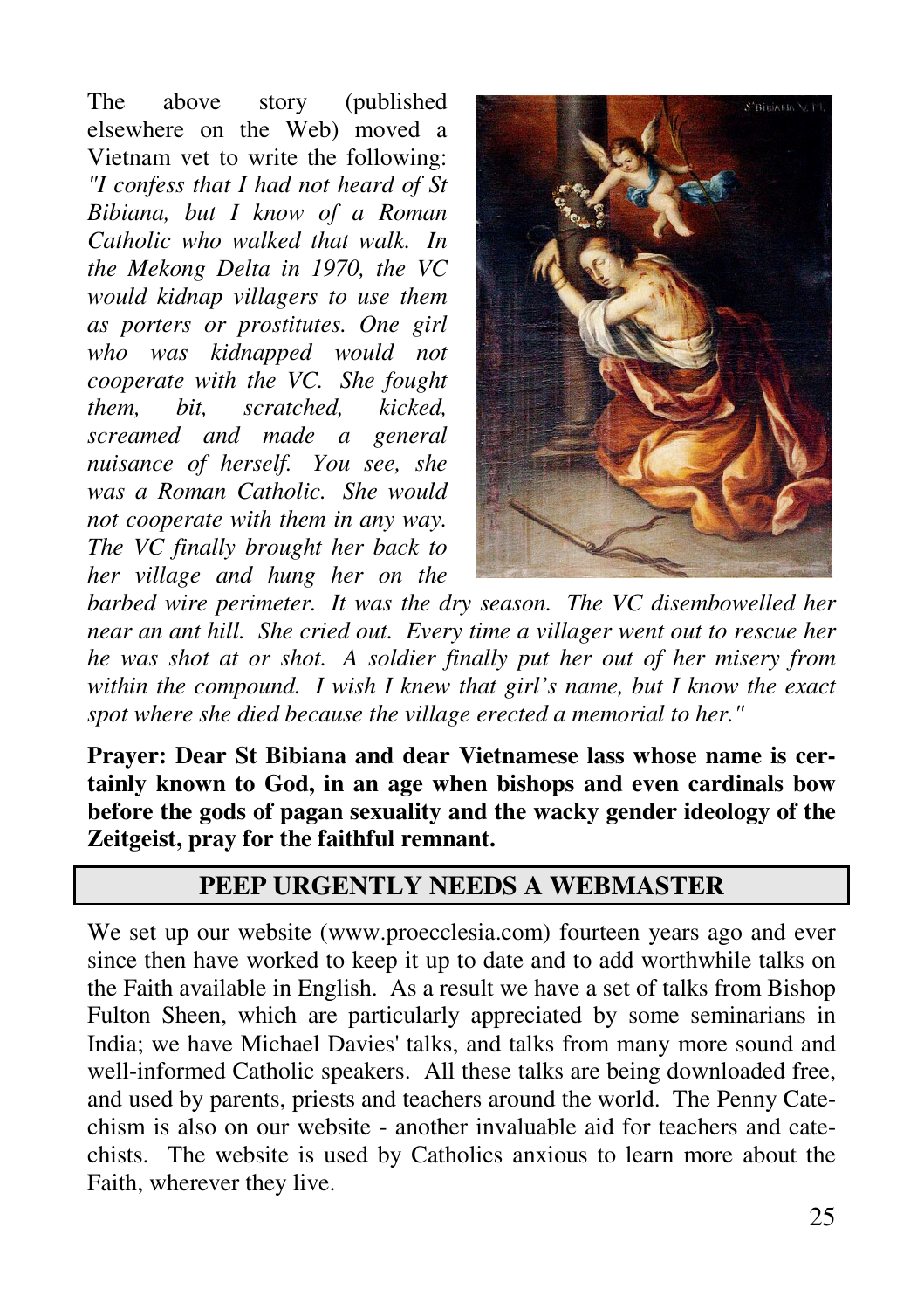The above story (published elsewhere on the Web) moved a Vietnam vet to write the following: *"I confess that I had not heard of St Bibiana, but I know of a Roman Catholic who walked that walk. In the Mekong Delta in 1970, the VC would kidnap villagers to use them as porters or prostitutes. One girl who was kidnapped would not cooperate with the VC. She fought them, bit, scratched, kicked, screamed and made a general nuisance of herself. You see, she was a Roman Catholic. She would not cooperate with them in any way. The VC finally brought her back to her village and hung her on the barbed wire perimeter. It was the dry season. The VC disembowelled her near an ant hill. She cried out. Every time a villager went out to rescue her he was shot at or shot. A soldier finally put her out of her misery from within the compound. I wish I knew that girl's name, but I know the exact spot where she died because the village erected a memorial to her."*

**Prayer: Dear St Bibiana and dear Vietnamese lass whose name is certainly known to God, in an age when bishops and even cardinals bow before the gods of pagan sexuality and the wacky gender ideology of the Zeitgeist, pray for the faithful remnant.**

## PEEP URGENTLY NEEDS A WEBMASTER

We set up our website (www.proecclesia.com) fourteen years ago and ever since then have worked to keep it up to date and to add worthwhile talks on the Faith available in English. As a result we have a set of talks from Bishop Fulton Sheen, which are particularly appreciated by some seminarians in India; we have Michael Davies' talks, and talks from many more sound and well-informed Catholic speakers. All these talks are being downloaded free, and used by parents, priests and teachers around the world. The Penny Catechism is also on our website - another invaluable aid for teachers and catechists. The website is used by Catholics anxious to learn more about the Faith, wherever they live.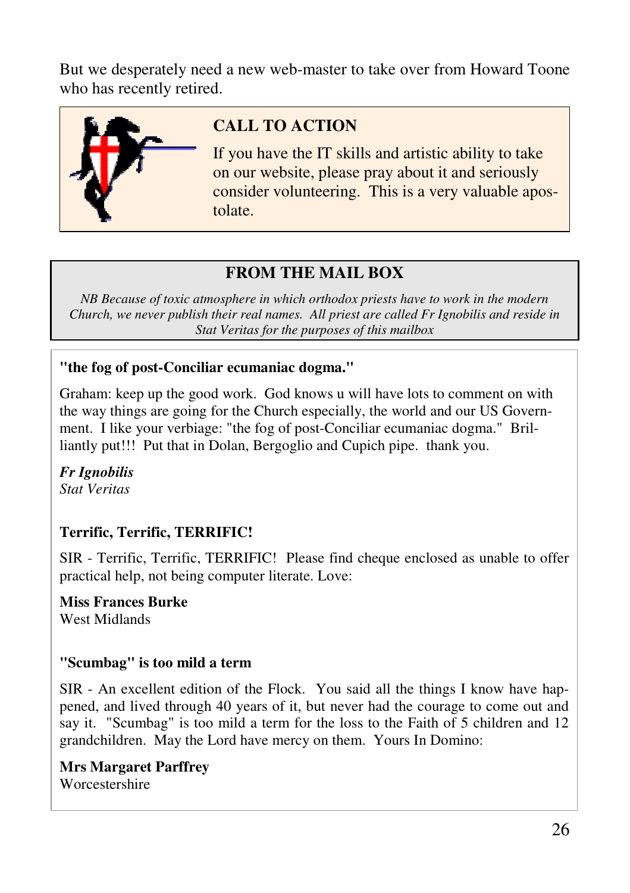But we desperately need a new web-master to take over from Howard Toone who has recently retired.

### CALL TO ACTION

If you have the IT skills and artistic ability to take on our website, please pray about it and seriously consider volunteering. This is a very valuable apostolate.

## FROM THE MAIL BOX

*NB Because of toxic atmosphere in which orthodox priests have to work in the modern Church, we never publish their real names. All priest are called Fr Ignobilis and reside in Stat Veritas for the purposes of this mailbox*

**"the fog of post-Conciliar ecumaniac dogma."**

Graham: keep up the good work. God knows u will have lots to comment on with the way things are going for the Church especially, the world and our US Government. I like your verbiage: "the fog of post-Conciliar ecumaniac dogma." Brilliantly put!!! Put that in Dolan, Bergoglio and Cupich pipe. thank you.

***Fr Ignobilis***
*Stat Veritas*

**Terrific, Terrific, TERRIFIC!**

SIR - Terrific, Terrific, TERRIFIC! Please find cheque enclosed as unable to offer practical help, not being computer literate. Love:

**Miss Frances Burke**
West Midlands

**"Scumbag" is too mild a term**

SIR - An excellent edition of the Flock. You said all the things I know have happened, and lived through 40 years of it, but never had the courage to come out and say it. "Scumbag" is too mild a term for the loss to the Faith of 5 children and 12 grandchildren. May the Lord have mercy on them. Yours In Domino:

**Mrs Margaret Parffrey**
Worcestershire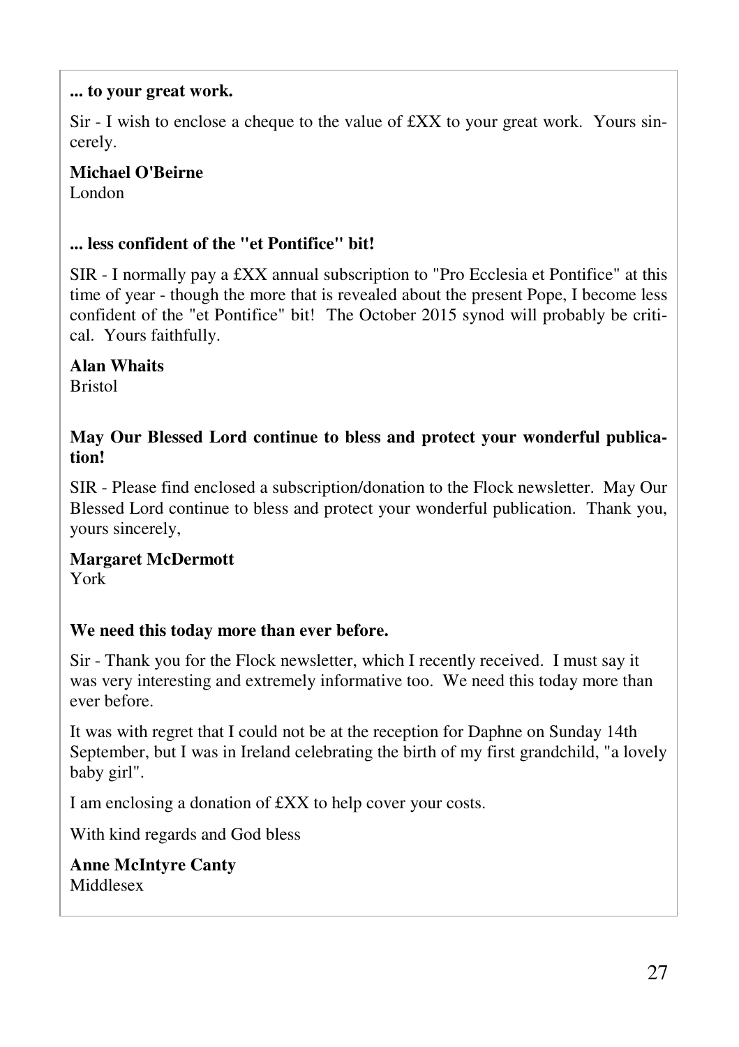**... to your great work.**

Sir - I wish to enclose a cheque to the value of £XX to your great work. Yours sincerely.

**Michael O'Beirne**
London

**... less confident of the "et Pontifice" bit!**

SIR - I normally pay a £XX annual subscription to "Pro Ecclesia et Pontifice" at this time of year - though the more that is revealed about the present Pope, I become less confident of the "et Pontifice" bit! The October 2015 synod will probably be critical. Yours faithfully.

**Alan Whaits**
Bristol

**May Our Blessed Lord continue to bless and protect your wonderful publication!**

SIR - Please find enclosed a subscription/donation to the Flock newsletter. May Our Blessed Lord continue to bless and protect your wonderful publication. Thank you, yours sincerely,

**Margaret McDermott**
York

**We need this today more than ever before.**

Sir - Thank you for the Flock newsletter, which I recently received. I must say it was very interesting and extremely informative too. We need this today more than ever before.

It was with regret that I could not be at the reception for Daphne on Sunday 14th September, but I was in Ireland celebrating the birth of my first grandchild, "a lovely baby girl".

I am enclosing a donation of £XX to help cover your costs.

With kind regards and God bless

**Anne McIntyre Canty**
Middlesex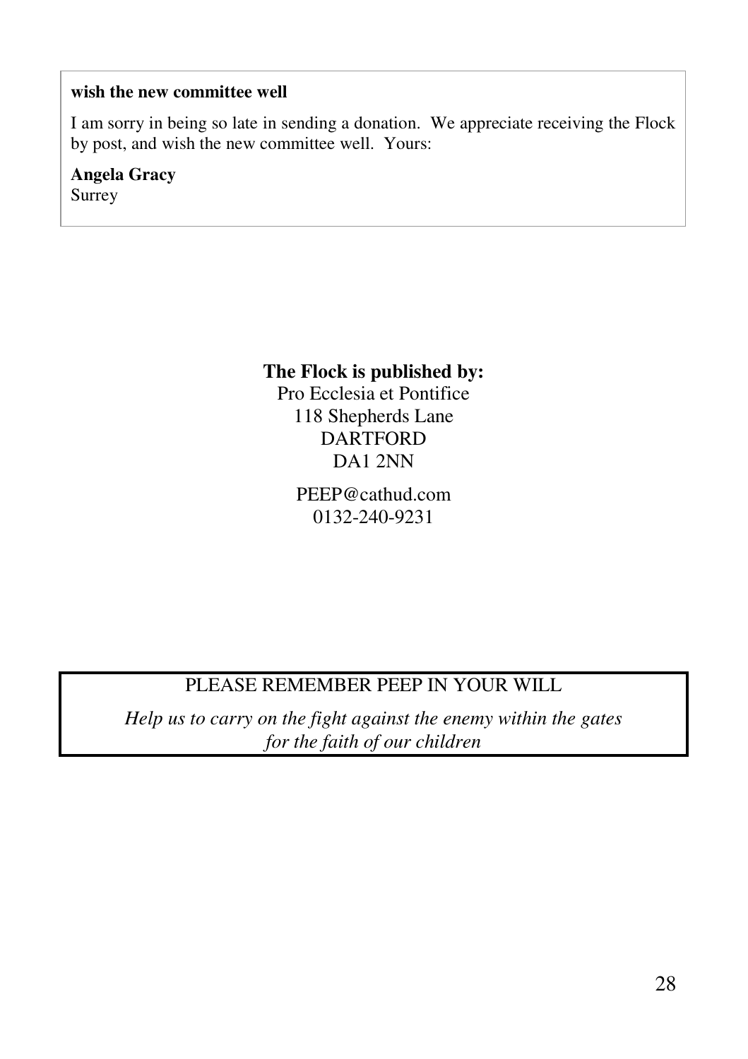**wish the new committee well**

I am sorry in being so late in sending a donation. We appreciate receiving the Flock by post, and wish the new committee well. Yours:

**Angela Gracy**
Surrey

**The Flock is published by:**
Pro Ecclesia et Pontifice
118 Shepherds Lane
DARTFORD
DA1 2NN

PEEP@cathud.com
0132-240-9231

PLEASE REMEMBER PEEP IN YOUR WILL

*Help us to carry on the fight against the enemy within the gates for the faith of our children*